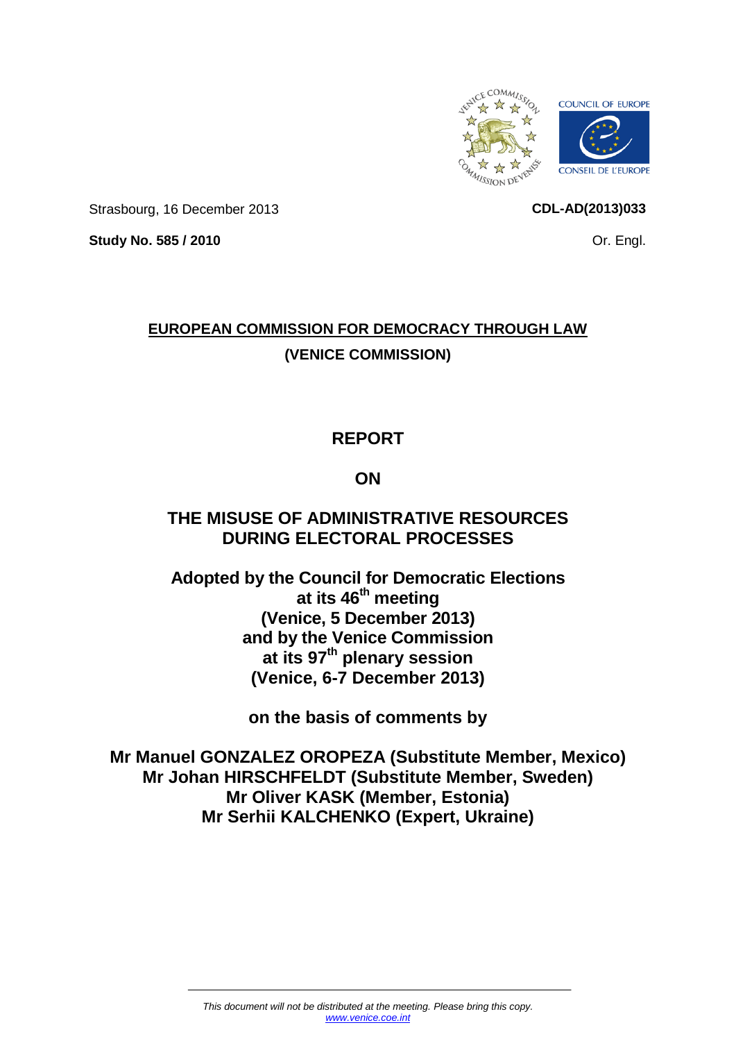Strasbourg, 16 December 2013 **CDL-AD(2013)033**

**Study No. 585 / 2010** Or. Engl.

**EUROPEAN COMMISSION FOR DEMOCRACY THROUGH LAW**

**(VENICE COMMISSION)**

# REPORT

# ON

# THE MISUSE OF ADMINISTRATIVE RESOURCES DURING ELECTORAL PROCESSES

**Adopted by the Council for Democratic Elections**
**at its 46th meeting**
**(Venice, 5 December 2013)**
**and by the Venice Commission**
**at its 97th plenary session**
**(Venice, 6-7 December 2013)**

**on the basis of comments by**

**Mr Manuel GONZALEZ OROPEZA (Substitute Member, Mexico)**
**Mr Johan HIRSCHFELDT (Substitute Member, Sweden)**
**Mr Oliver KASK (Member, Estonia)**
**Mr Serhii KALCHENKO (Expert, Ukraine)**

*This document will not be distributed at the meeting. Please bring this copy.*
*www.venice.coe.int*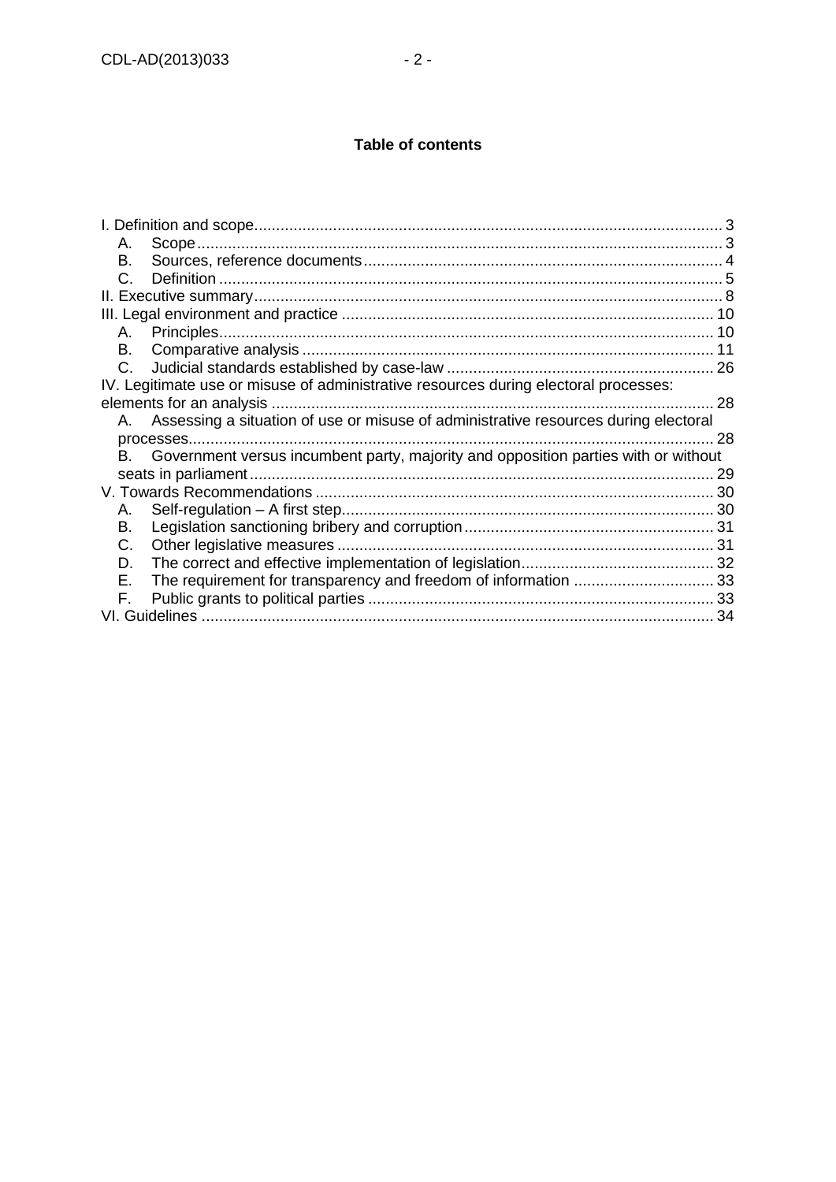**Table of contents**

I. Definition and scope .......................................................... 3
- A. Scope .......................................................... 3
- B. Sources, reference documents .......................................................... 4
- C. Definition .......................................................... 5

II. Executive summary .......................................................... 8

III. Legal environment and practice .......................................................... 10
- A. Principles .......................................................... 10
- B. Comparative analysis .......................................................... 11
- C. Judicial standards established by case-law .......................................................... 26

IV. Legitimate use or misuse of administrative resources during electoral processes: elements for an analysis .......................................................... 28
- A. Assessing a situation of use or misuse of administrative resources during electoral processes .......................................................... 28
- B. Government versus incumbent party, majority and opposition parties with or without seats in parliament .......................................................... 29

V. Towards Recommendations .......................................................... 30
- A. Self-regulation – A first step .......................................................... 30
- B. Legislation sanctioning bribery and corruption .......................................................... 31
- C. Other legislative measures .......................................................... 31
- D. The correct and effective implementation of legislation .......................................................... 32
- E. The requirement for transparency and freedom of information .......................................................... 33
- F. Public grants to political parties .......................................................... 33

VI. Guidelines .......................................................... 34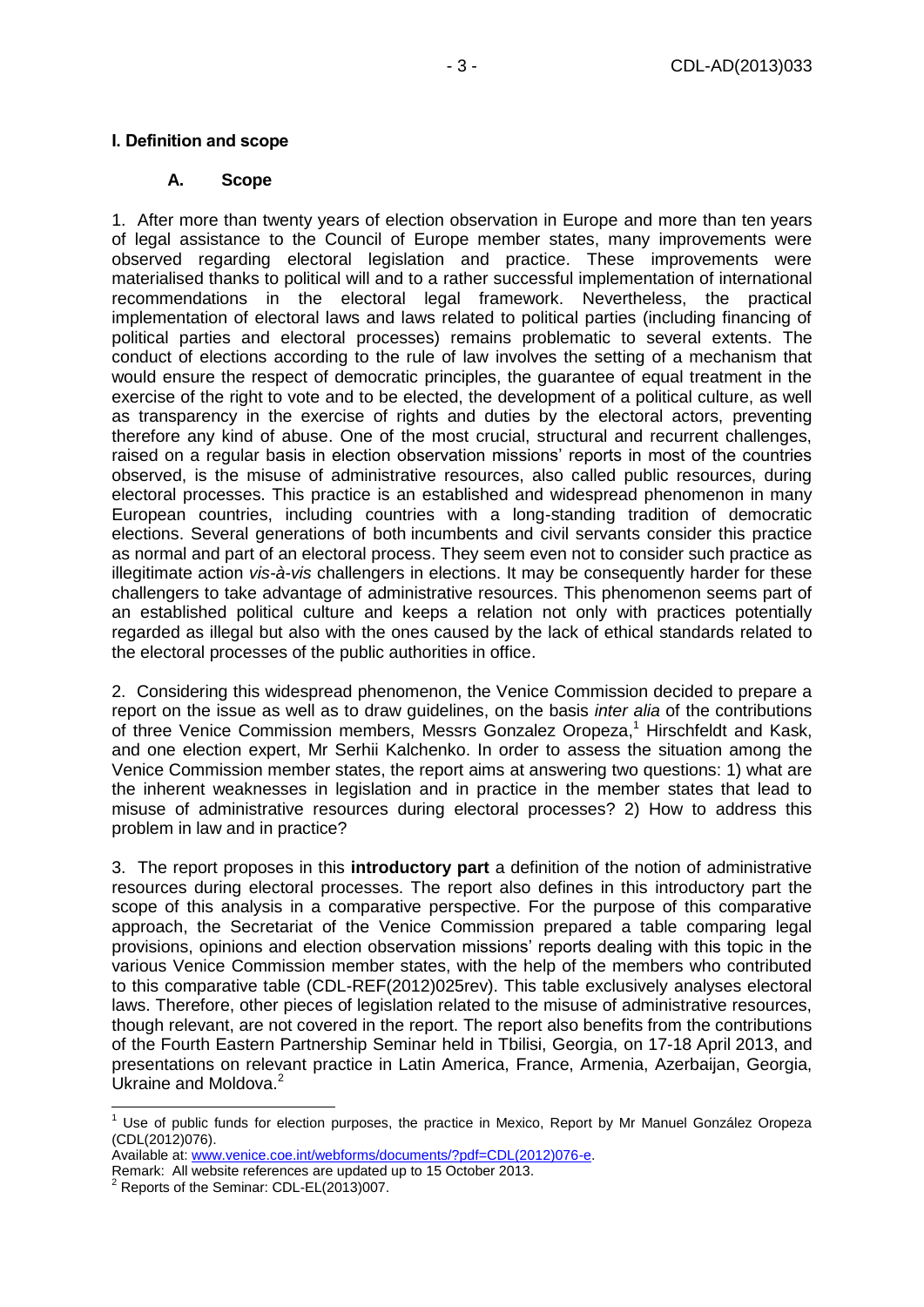## I. Definition and scope

### A. Scope

1. After more than twenty years of election observation in Europe and more than ten years of legal assistance to the Council of Europe member states, many improvements were observed regarding electoral legislation and practice. These improvements were materialised thanks to political will and to a rather successful implementation of international recommendations in the electoral legal framework. Nevertheless, the practical implementation of electoral laws and laws related to political parties (including financing of political parties and electoral processes) remains problematic to several extents. The conduct of elections according to the rule of law involves the setting of a mechanism that would ensure the respect of democratic principles, the guarantee of equal treatment in the exercise of the right to vote and to be elected, the development of a political culture, as well as transparency in the exercise of rights and duties by the electoral actors, preventing therefore any kind of abuse. One of the most crucial, structural and recurrent challenges, raised on a regular basis in election observation missions' reports in most of the countries observed, is the misuse of administrative resources, also called public resources, during electoral processes. This practice is an established and widespread phenomenon in many European countries, including countries with a long-standing tradition of democratic elections. Several generations of both incumbents and civil servants consider this practice as normal and part of an electoral process. They seem even not to consider such practice as illegitimate action *vis-à-vis* challengers in elections. It may be consequently harder for these challengers to take advantage of administrative resources. This phenomenon seems part of an established political culture and keeps a relation not only with practices potentially regarded as illegal but also with the ones caused by the lack of ethical standards related to the electoral processes of the public authorities in office.

2. Considering this widespread phenomenon, the Venice Commission decided to prepare a report on the issue as well as to draw guidelines, on the basis *inter alia* of the contributions of three Venice Commission members, Messrs Gonzalez Oropeza,[1] Hirschfeldt and Kask, and one election expert, Mr Serhii Kalchenko. In order to assess the situation among the Venice Commission member states, the report aims at answering two questions: 1) what are the inherent weaknesses in legislation and in practice in the member states that lead to misuse of administrative resources during electoral processes? 2) How to address this problem in law and in practice?

3. The report proposes in this **introductory part** a definition of the notion of administrative resources during electoral processes. The report also defines in this introductory part the scope of this analysis in a comparative perspective. For the purpose of this comparative approach, the Secretariat of the Venice Commission prepared a table comparing legal provisions, opinions and election observation missions' reports dealing with this topic in the various Venice Commission member states, with the help of the members who contributed to this comparative table (CDL-REF(2012)025rev). This table exclusively analyses electoral laws. Therefore, other pieces of legislation related to the misuse of administrative resources, though relevant, are not covered in the report. The report also benefits from the contributions of the Fourth Eastern Partnership Seminar held in Tbilisi, Georgia, on 17-18 April 2013, and presentations on relevant practice in Latin America, France, Armenia, Azerbaijan, Georgia, Ukraine and Moldova.[2]

---

[1] Use of public funds for election purposes, the practice in Mexico, Report by Mr Manuel González Oropeza (CDL(2012)076).
Available at: www.venice.coe.int/webforms/documents/?pdf=CDL(2012)076-e.
Remark: All website references are updated up to 15 October 2013.

[2] Reports of the Seminar: CDL-EL(2013)007.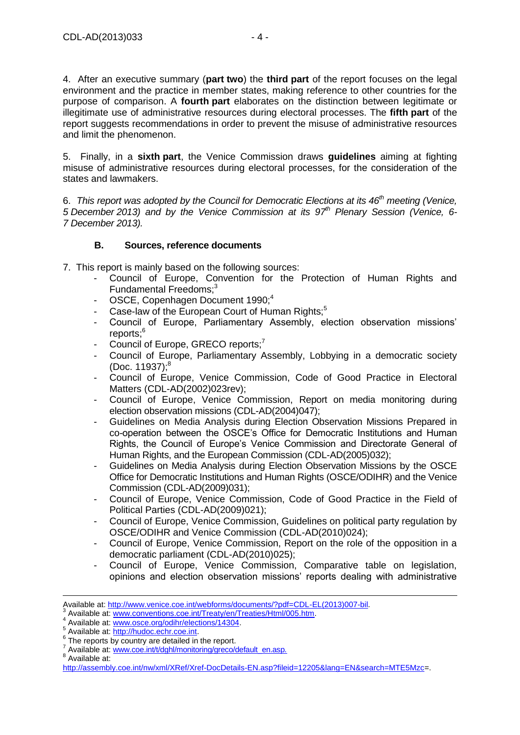4. After an executive summary (**part two**) the **third part** of the report focuses on the legal environment and the practice in member states, making reference to other countries for the purpose of comparison. A **fourth part** elaborates on the distinction between legitimate or illegitimate use of administrative resources during electoral processes. The **fifth part** of the report suggests recommendations in order to prevent the misuse of administrative resources and limit the phenomenon.

5. Finally, in a **sixth part**, the Venice Commission draws **guidelines** aiming at fighting misuse of administrative resources during electoral processes, for the consideration of the states and lawmakers.

6. *This report was adopted by the Council for Democratic Elections at its 46th meeting (Venice, 5 December 2013) and by the Venice Commission at its 97th Plenary Session (Venice, 6-7 December 2013).*

### B. Sources, reference documents

7. This report is mainly based on the following sources:

- Council of Europe, Convention for the Protection of Human Rights and Fundamental Freedoms;[3]
- OSCE, Copenhagen Document 1990;[4]
- Case-law of the European Court of Human Rights;[5]
- Council of Europe, Parliamentary Assembly, election observation missions' reports;[6]
- Council of Europe, GRECO reports;[7]
- Council of Europe, Parliamentary Assembly, Lobbying in a democratic society (Doc. 11937);[8]
- Council of Europe, Venice Commission, Code of Good Practice in Electoral Matters (CDL-AD(2002)023rev);
- Council of Europe, Venice Commission, Report on media monitoring during election observation missions (CDL-AD(2004)047);
- Guidelines on Media Analysis during Election Observation Missions Prepared in co-operation between the OSCE's Office for Democratic Institutions and Human Rights, the Council of Europe's Venice Commission and Directorate General of Human Rights, and the European Commission (CDL-AD(2005)032);
- Guidelines on Media Analysis during Election Observation Missions by the OSCE Office for Democratic Institutions and Human Rights (OSCE/ODIHR) and the Venice Commission (CDL-AD(2009)031);
- Council of Europe, Venice Commission, Code of Good Practice in the Field of Political Parties (CDL-AD(2009)021);
- Council of Europe, Venice Commission, Guidelines on political party regulation by OSCE/ODIHR and Venice Commission (CDL-AD(2010)024);
- Council of Europe, Venice Commission, Report on the role of the opposition in a democratic parliament (CDL-AD(2010)025);
- Council of Europe, Venice Commission, Comparative table on legislation, opinions and election observation missions' reports dealing with administrative

---

Available at: http://www.venice.coe.int/webforms/documents/?pdf=CDL-EL(2013)007-bil.

[3] Available at: www.conventions.coe.int/Treaty/en/Treaties/Html/005.htm.

[4] Available at: www.osce.org/odihr/elections/14304.

[5] Available at: http://hudoc.echr.coe.int.

[6] The reports by country are detailed in the report.

[7] Available at: www.coe.int/t/dghl/monitoring/greco/default_en.asp.

[8] Available at: http://assembly.coe.int/nw/xml/XRef/Xref-DocDetails-EN.asp?fileid=12205&lang=EN&search=MTE5Mzc=.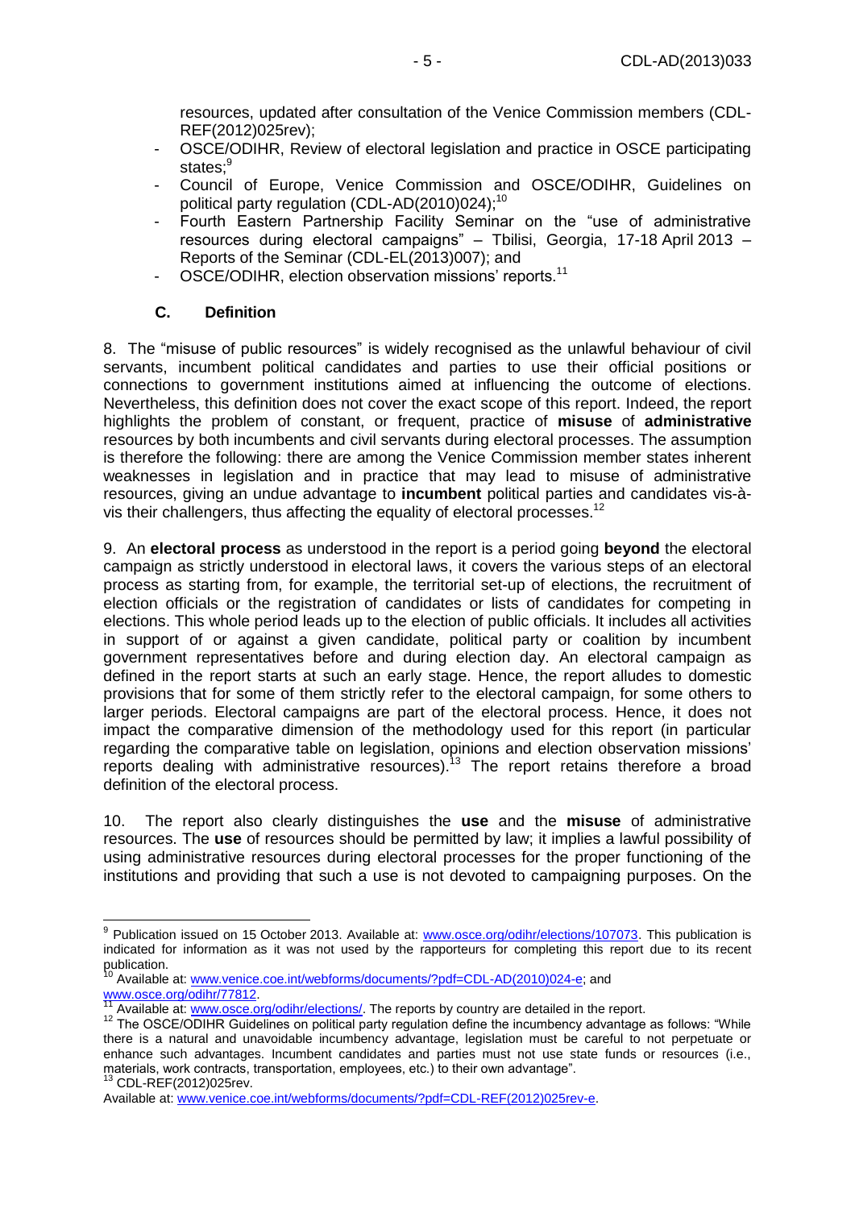resources, updated after consultation of the Venice Commission members (CDL-REF(2012)025rev);

- OSCE/ODIHR, Review of electoral legislation and practice in OSCE participating states;[9]
- Council of Europe, Venice Commission and OSCE/ODIHR, Guidelines on political party regulation (CDL-AD(2010)024);[10]
- Fourth Eastern Partnership Facility Seminar on the "use of administrative resources during electoral campaigns" – Tbilisi, Georgia, 17-18 April 2013 – Reports of the Seminar (CDL-EL(2013)007); and
- OSCE/ODIHR, election observation missions' reports.[11]

### C. Definition

8. The "misuse of public resources" is widely recognised as the unlawful behaviour of civil servants, incumbent political candidates and parties to use their official positions or connections to government institutions aimed at influencing the outcome of elections. Nevertheless, this definition does not cover the exact scope of this report. Indeed, the report highlights the problem of constant, or frequent, practice of **misuse** of **administrative** resources by both incumbents and civil servants during electoral processes. The assumption is therefore the following: there are among the Venice Commission member states inherent weaknesses in legislation and in practice that may lead to misuse of administrative resources, giving an undue advantage to **incumbent** political parties and candidates vis-à-vis their challengers, thus affecting the equality of electoral processes.[12]

9. An **electoral process** as understood in the report is a period going **beyond** the electoral campaign as strictly understood in electoral laws, it covers the various steps of an electoral process as starting from, for example, the territorial set-up of elections, the recruitment of election officials or the registration of candidates or lists of candidates for competing in elections. This whole period leads up to the election of public officials. It includes all activities in support of or against a given candidate, political party or coalition by incumbent government representatives before and during election day. An electoral campaign as defined in the report starts at such an early stage. Hence, the report alludes to domestic provisions that for some of them strictly refer to the electoral campaign, for some others to larger periods. Electoral campaigns are part of the electoral process. Hence, it does not impact the comparative dimension of the methodology used for this report (in particular regarding the comparative table on legislation, opinions and election observation missions' reports dealing with administrative resources).[13] The report retains therefore a broad definition of the electoral process.

10. The report also clearly distinguishes the **use** and the **misuse** of administrative resources. The **use** of resources should be permitted by law; it implies a lawful possibility of using administrative resources during electoral processes for the proper functioning of the institutions and providing that such a use is not devoted to campaigning purposes. On the

---

[9] Publication issued on 15 October 2013. Available at: www.osce.org/odihr/elections/107073. This publication is indicated for information as it was not used by the rapporteurs for completing this report due to its recent publication.

[10] Available at: www.venice.coe.int/webforms/documents/?pdf=CDL-AD(2010)024-e; and www.osce.org/odihr/77812.

[11] Available at: www.osce.org/odihr/elections/. The reports by country are detailed in the report.

[12] The OSCE/ODIHR Guidelines on political party regulation define the incumbency advantage as follows: "While there is a natural and unavoidable incumbency advantage, legislation must be careful to not perpetuate or enhance such advantages. Incumbent candidates and parties must not use state funds or resources (i.e., materials, work contracts, transportation, employees, etc.) to their own advantage".

[13] CDL-REF(2012)025rev.
Available at: www.venice.coe.int/webforms/documents/?pdf=CDL-REF(2012)025rev-e.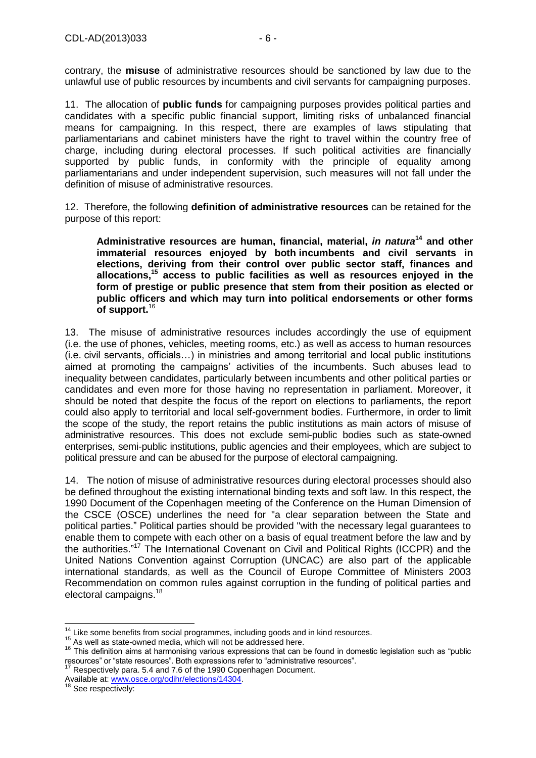contrary, the **misuse** of administrative resources should be sanctioned by law due to the unlawful use of public resources by incumbents and civil servants for campaigning purposes.

11. The allocation of **public funds** for campaigning purposes provides political parties and candidates with a specific public financial support, limiting risks of unbalanced financial means for campaigning. In this respect, there are examples of laws stipulating that parliamentarians and cabinet ministers have the right to travel within the country free of charge, including during electoral processes. If such political activities are financially supported by public funds, in conformity with the principle of equality among parliamentarians and under independent supervision, such measures will not fall under the definition of misuse of administrative resources.

12. Therefore, the following **definition of administrative resources** can be retained for the purpose of this report:

> **Administrative resources are human, financial, material, *in natura*[14] and other immaterial resources enjoyed by both incumbents and civil servants in elections, deriving from their control over public sector staff, finances and allocations,[15] access to public facilities as well as resources enjoyed in the form of prestige or public presence that stem from their position as elected or public officers and which may turn into political endorsements or other forms of support.**[16]

13. The misuse of administrative resources includes accordingly the use of equipment (i.e. the use of phones, vehicles, meeting rooms, etc.) as well as access to human resources (i.e. civil servants, officials…) in ministries and among territorial and local public institutions aimed at promoting the campaigns' activities of the incumbents. Such abuses lead to inequality between candidates, particularly between incumbents and other political parties or candidates and even more for those having no representation in parliament. Moreover, it should be noted that despite the focus of the report on elections to parliaments, the report could also apply to territorial and local self-government bodies. Furthermore, in order to limit the scope of the study, the report retains the public institutions as main actors of misuse of administrative resources. This does not exclude semi-public bodies such as state-owned enterprises, semi-public institutions, public agencies and their employees, which are subject to political pressure and can be abused for the purpose of electoral campaigning.

14. The notion of misuse of administrative resources during electoral processes should also be defined throughout the existing international binding texts and soft law. In this respect, the 1990 Document of the Copenhagen meeting of the Conference on the Human Dimension of the CSCE (OSCE) underlines the need for "a clear separation between the State and political parties." Political parties should be provided "with the necessary legal guarantees to enable them to compete with each other on a basis of equal treatment before the law and by the authorities."[17] The International Covenant on Civil and Political Rights (ICCPR) and the United Nations Convention against Corruption (UNCAC) are also part of the applicable international standards, as well as the Council of Europe Committee of Ministers 2003 Recommendation on common rules against corruption in the funding of political parties and electoral campaigns.[18]

---

[14] Like some benefits from social programmes, including goods and in kind resources.

[15] As well as state-owned media, which will not be addressed here.

[16] This definition aims at harmonising various expressions that can be found in domestic legislation such as "public resources" or "state resources". Both expressions refer to "administrative resources".

[17] Respectively para. 5.4 and 7.6 of the 1990 Copenhagen Document. Available at: www.osce.org/odihr/elections/14304.

[18] See respectively: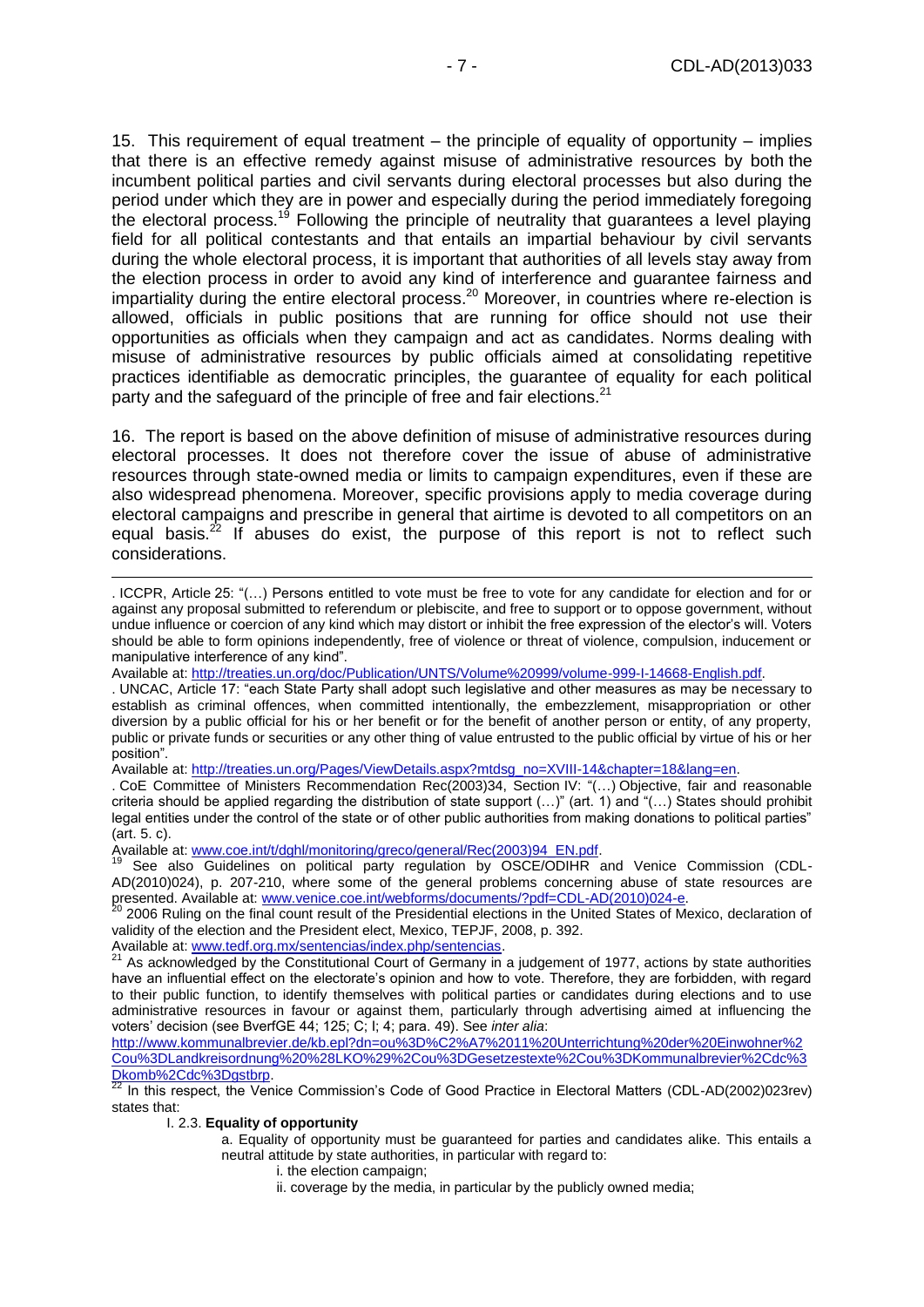15. This requirement of equal treatment – the principle of equality of opportunity – implies that there is an effective remedy against misuse of administrative resources by both the incumbent political parties and civil servants during electoral processes but also during the period under which they are in power and especially during the period immediately foregoing the electoral process.[19] Following the principle of neutrality that guarantees a level playing field for all political contestants and that entails an impartial behaviour by civil servants during the whole electoral process, it is important that authorities of all levels stay away from the election process in order to avoid any kind of interference and guarantee fairness and impartiality during the entire electoral process.[20] Moreover, in countries where re-election is allowed, officials in public positions that are running for office should not use their opportunities as officials when they campaign and act as candidates. Norms dealing with misuse of administrative resources by public officials aimed at consolidating repetitive practices identifiable as democratic principles, the guarantee of equality for each political party and the safeguard of the principle of free and fair elections.[21]

16. The report is based on the above definition of misuse of administrative resources during electoral processes. It does not therefore cover the issue of abuse of administrative resources through state-owned media or limits to campaign expenditures, even if these are also widespread phenomena. Moreover, specific provisions apply to media coverage during electoral campaigns and prescribe in general that airtime is devoted to all competitors on an equal basis.[22] If abuses do exist, the purpose of this report is not to reflect such considerations.

---

. ICCPR, Article 25: "(…) Persons entitled to vote must be free to vote for any candidate for election and for or against any proposal submitted to referendum or plebiscite, and free to support or to oppose government, without undue influence or coercion of any kind which may distort or inhibit the free expression of the elector's will. Voters should be able to form opinions independently, free of violence or threat of violence, compulsion, inducement or manipulative interference of any kind".
Available at: http://treaties.un.org/doc/Publication/UNTS/Volume%20999/volume-999-I-14668-English.pdf.
. UNCAC, Article 17: "each State Party shall adopt such legislative and other measures as may be necessary to establish as criminal offences, when committed intentionally, the embezzlement, misappropriation or other diversion by a public official for his or her benefit or for the benefit of another person or entity, of any property, public or private funds or securities or any other thing of value entrusted to the public official by virtue of his or her position".
Available at: http://treaties.un.org/Pages/ViewDetails.aspx?mtdsg_no=XVIII-14&chapter=18&lang=en.
. CoE Committee of Ministers Recommendation Rec(2003)34, Section IV: "(…) Objective, fair and reasonable criteria should be applied regarding the distribution of state support (…)" (art. 1) and "(…) States should prohibit legal entities under the control of the state or of other public authorities from making donations to political parties" (art. 5. c).
Available at: www.coe.int/t/dghl/monitoring/greco/general/Rec(2003)94_EN.pdf.

[19] See also Guidelines on political party regulation by OSCE/ODIHR and Venice Commission (CDL-AD(2010)024), p. 207-210, where some of the general problems concerning abuse of state resources are presented. Available at: www.venice.coe.int/webforms/documents/?pdf=CDL-AD(2010)024-e.

[20] 2006 Ruling on the final count result of the Presidential elections in the United States of Mexico, declaration of validity of the election and the President elect, Mexico, TEPJF, 2008, p. 392.
Available at: www.tedf.org.mx/sentencias/index.php/sentencias.

[21] As acknowledged by the Constitutional Court of Germany in a judgement of 1977, actions by state authorities have an influential effect on the electorate's opinion and how to vote. Therefore, they are forbidden, with regard to their public function, to identify themselves with political parties or candidates during elections and to use administrative resources in favour or against them, particularly through advertising aimed at influencing the voters' decision (see BverfGE 44; 125; C; I; 4; para. 49). See *inter alia*:
http://www.kommunalbrevier.de/kb.epl?dn=ou%3D%C2%A7%2011%20Unterrichtung%20der%20Einwohner%2Cou%3DLandkreisordnung%20%28LKO%29%2Cou%3DGesetzestexte%2Cou%3DKommunalbrevier%2Cdc%3Dkomb%2Cdc%3Dgstbrp.

[22] In this respect, the Venice Commission's Code of Good Practice in Electoral Matters (CDL-AD(2002)023rev) states that:

I. 2.3. **Equality of opportunity**

a. Equality of opportunity must be guaranteed for parties and candidates alike. This entails a neutral attitude by state authorities, in particular with regard to:

i. the election campaign;

ii. coverage by the media, in particular by the publicly owned media;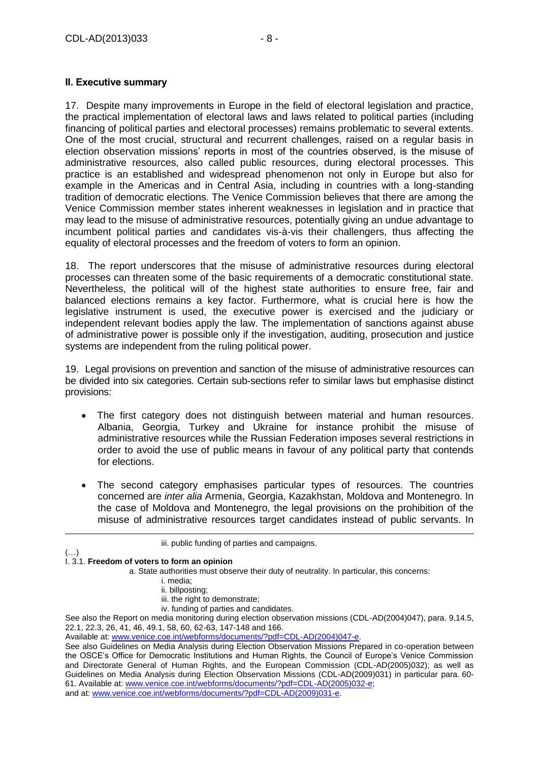## II. Executive summary

17. Despite many improvements in Europe in the field of electoral legislation and practice, the practical implementation of electoral laws and laws related to political parties (including financing of political parties and electoral processes) remains problematic to several extents. One of the most crucial, structural and recurrent challenges, raised on a regular basis in election observation missions' reports in most of the countries observed, is the misuse of administrative resources, also called public resources, during electoral processes. This practice is an established and widespread phenomenon not only in Europe but also for example in the Americas and in Central Asia, including in countries with a long-standing tradition of democratic elections. The Venice Commission believes that there are among the Venice Commission member states inherent weaknesses in legislation and in practice that may lead to the misuse of administrative resources, potentially giving an undue advantage to incumbent political parties and candidates vis-à-vis their challengers, thus affecting the equality of electoral processes and the freedom of voters to form an opinion.

18. The report underscores that the misuse of administrative resources during electoral processes can threaten some of the basic requirements of a democratic constitutional state. Nevertheless, the political will of the highest state authorities to ensure free, fair and balanced elections remains a key factor. Furthermore, what is crucial here is how the legislative instrument is used, the executive power is exercised and the judiciary or independent relevant bodies apply the law. The implementation of sanctions against abuse of administrative power is possible only if the investigation, auditing, prosecution and justice systems are independent from the ruling political power.

19. Legal provisions on prevention and sanction of the misuse of administrative resources can be divided into six categories. Certain sub-sections refer to similar laws but emphasise distinct provisions:

- The first category does not distinguish between material and human resources. Albania, Georgia, Turkey and Ukraine for instance prohibit the misuse of administrative resources while the Russian Federation imposes several restrictions in order to avoid the use of public means in favour of any political party that contends for elections.
- The second category emphasises particular types of resources. The countries concerned are *inter alia* Armenia, Georgia, Kazakhstan, Moldova and Montenegro. In the case of Moldova and Montenegro, the legal provisions on the prohibition of the misuse of administrative resources target candidates instead of public servants. In

---

iii. public funding of parties and campaigns.

(…)
I. 3.1. **Freedom of voters to form an opinion**

a. State authorities must observe their duty of neutrality. In particular, this concerns:

i. media;
ii. billposting;
iii. the right to demonstrate;
iv. funding of parties and candidates.

See also the Report on media monitoring during election observation missions (CDL-AD(2004)047), para. 9,14.5, 22.1, 22.3, 26, 41, 46, 49.1, 58, 60, 62-63, 147-148 and 166.
Available at: www.venice.coe.int/webforms/documents/?pdf=CDL-AD(2004)047-e.
See also Guidelines on Media Analysis during Election Observation Missions Prepared in co-operation between the OSCE's Office for Democratic Institutions and Human Rights, the Council of Europe's Venice Commission and Directorate General of Human Rights, and the European Commission (CDL-AD(2005)032); as well as Guidelines on Media Analysis during Election Observation Missions (CDL-AD(2009)031) in particular para. 60-61. Available at: www.venice.coe.int/webforms/documents/?pdf=CDL-AD(2005)032-e;
and at: www.venice.coe.int/webforms/documents/?pdf=CDL-AD(2009)031-e.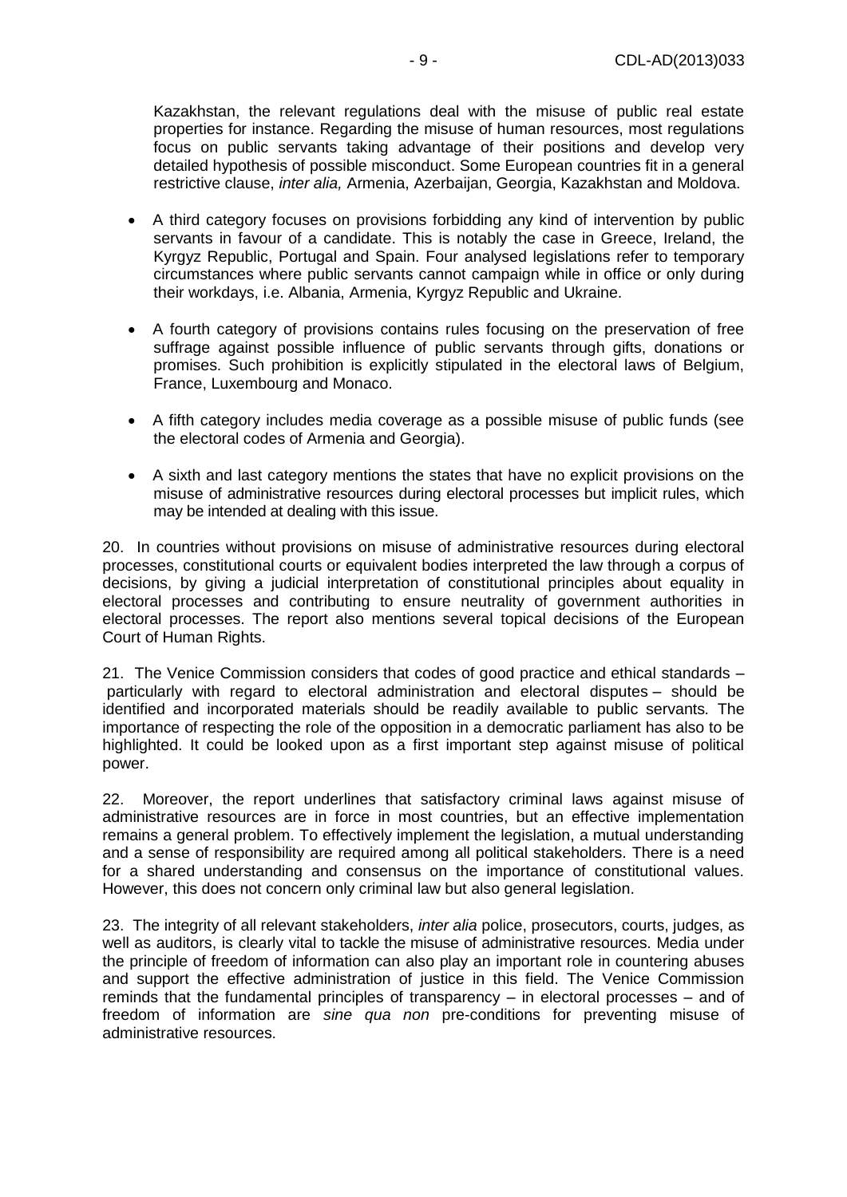Kazakhstan, the relevant regulations deal with the misuse of public real estate properties for instance. Regarding the misuse of human resources, most regulations focus on public servants taking advantage of their positions and develop very detailed hypothesis of possible misconduct. Some European countries fit in a general restrictive clause, *inter alia,* Armenia, Azerbaijan, Georgia, Kazakhstan and Moldova.

- A third category focuses on provisions forbidding any kind of intervention by public servants in favour of a candidate. This is notably the case in Greece, Ireland, the Kyrgyz Republic, Portugal and Spain. Four analysed legislations refer to temporary circumstances where public servants cannot campaign while in office or only during their workdays, i.e. Albania, Armenia, Kyrgyz Republic and Ukraine.
- A fourth category of provisions contains rules focusing on the preservation of free suffrage against possible influence of public servants through gifts, donations or promises. Such prohibition is explicitly stipulated in the electoral laws of Belgium, France, Luxembourg and Monaco.
- A fifth category includes media coverage as a possible misuse of public funds (see the electoral codes of Armenia and Georgia).
- A sixth and last category mentions the states that have no explicit provisions on the misuse of administrative resources during electoral processes but implicit rules, which may be intended at dealing with this issue.

20. In countries without provisions on misuse of administrative resources during electoral processes, constitutional courts or equivalent bodies interpreted the law through a corpus of decisions, by giving a judicial interpretation of constitutional principles about equality in electoral processes and contributing to ensure neutrality of government authorities in electoral processes. The report also mentions several topical decisions of the European Court of Human Rights.

21. The Venice Commission considers that codes of good practice and ethical standards – particularly with regard to electoral administration and electoral disputes – should be identified and incorporated materials should be readily available to public servants*.* The importance of respecting the role of the opposition in a democratic parliament has also to be highlighted. It could be looked upon as a first important step against misuse of political power.

22. Moreover, the report underlines that satisfactory criminal laws against misuse of administrative resources are in force in most countries, but an effective implementation remains a general problem. To effectively implement the legislation, a mutual understanding and a sense of responsibility are required among all political stakeholders. There is a need for a shared understanding and consensus on the importance of constitutional values. However, this does not concern only criminal law but also general legislation.

23. The integrity of all relevant stakeholders, *inter alia* police, prosecutors, courts, judges, as well as auditors, is clearly vital to tackle the misuse of administrative resources. Media under the principle of freedom of information can also play an important role in countering abuses and support the effective administration of justice in this field. The Venice Commission reminds that the fundamental principles of transparency – in electoral processes – and of freedom of information are *sine qua non* pre-conditions for preventing misuse of administrative resources.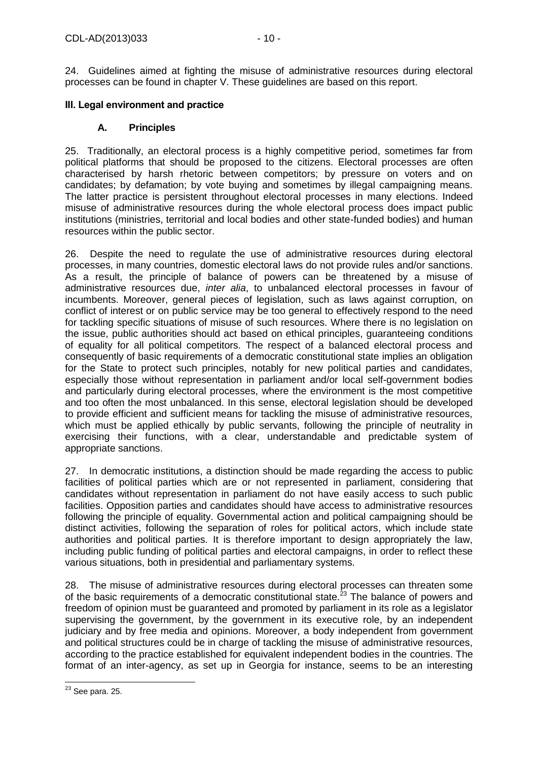24. Guidelines aimed at fighting the misuse of administrative resources during electoral processes can be found in chapter V. These guidelines are based on this report.

## III. Legal environment and practice

### A. Principles

25. Traditionally, an electoral process is a highly competitive period, sometimes far from political platforms that should be proposed to the citizens. Electoral processes are often characterised by harsh rhetoric between competitors; by pressure on voters and on candidates; by defamation; by vote buying and sometimes by illegal campaigning means. The latter practice is persistent throughout electoral processes in many elections. Indeed misuse of administrative resources during the whole electoral process does impact public institutions (ministries, territorial and local bodies and other state-funded bodies) and human resources within the public sector.

26. Despite the need to regulate the use of administrative resources during electoral processes, in many countries, domestic electoral laws do not provide rules and/or sanctions. As a result, the principle of balance of powers can be threatened by a misuse of administrative resources due, *inter alia*, to unbalanced electoral processes in favour of incumbents. Moreover, general pieces of legislation, such as laws against corruption, on conflict of interest or on public service may be too general to effectively respond to the need for tackling specific situations of misuse of such resources. Where there is no legislation on the issue, public authorities should act based on ethical principles, guaranteeing conditions of equality for all political competitors. The respect of a balanced electoral process and consequently of basic requirements of a democratic constitutional state implies an obligation for the State to protect such principles, notably for new political parties and candidates, especially those without representation in parliament and/or local self-government bodies and particularly during electoral processes, where the environment is the most competitive and too often the most unbalanced. In this sense, electoral legislation should be developed to provide efficient and sufficient means for tackling the misuse of administrative resources, which must be applied ethically by public servants, following the principle of neutrality in exercising their functions, with a clear, understandable and predictable system of appropriate sanctions.

27. In democratic institutions, a distinction should be made regarding the access to public facilities of political parties which are or not represented in parliament, considering that candidates without representation in parliament do not have easily access to such public facilities. Opposition parties and candidates should have access to administrative resources following the principle of equality. Governmental action and political campaigning should be distinct activities, following the separation of roles for political actors, which include state authorities and political parties. It is therefore important to design appropriately the law, including public funding of political parties and electoral campaigns, in order to reflect these various situations, both in presidential and parliamentary systems.

28. The misuse of administrative resources during electoral processes can threaten some of the basic requirements of a democratic constitutional state.[23] The balance of powers and freedom of opinion must be guaranteed and promoted by parliament in its role as a legislator supervising the government, by the government in its executive role, by an independent judiciary and by free media and opinions. Moreover, a body independent from government and political structures could be in charge of tackling the misuse of administrative resources, according to the practice established for equivalent independent bodies in the countries. The format of an inter-agency, as set up in Georgia for instance, seems to be an interesting

[23] See para. 25.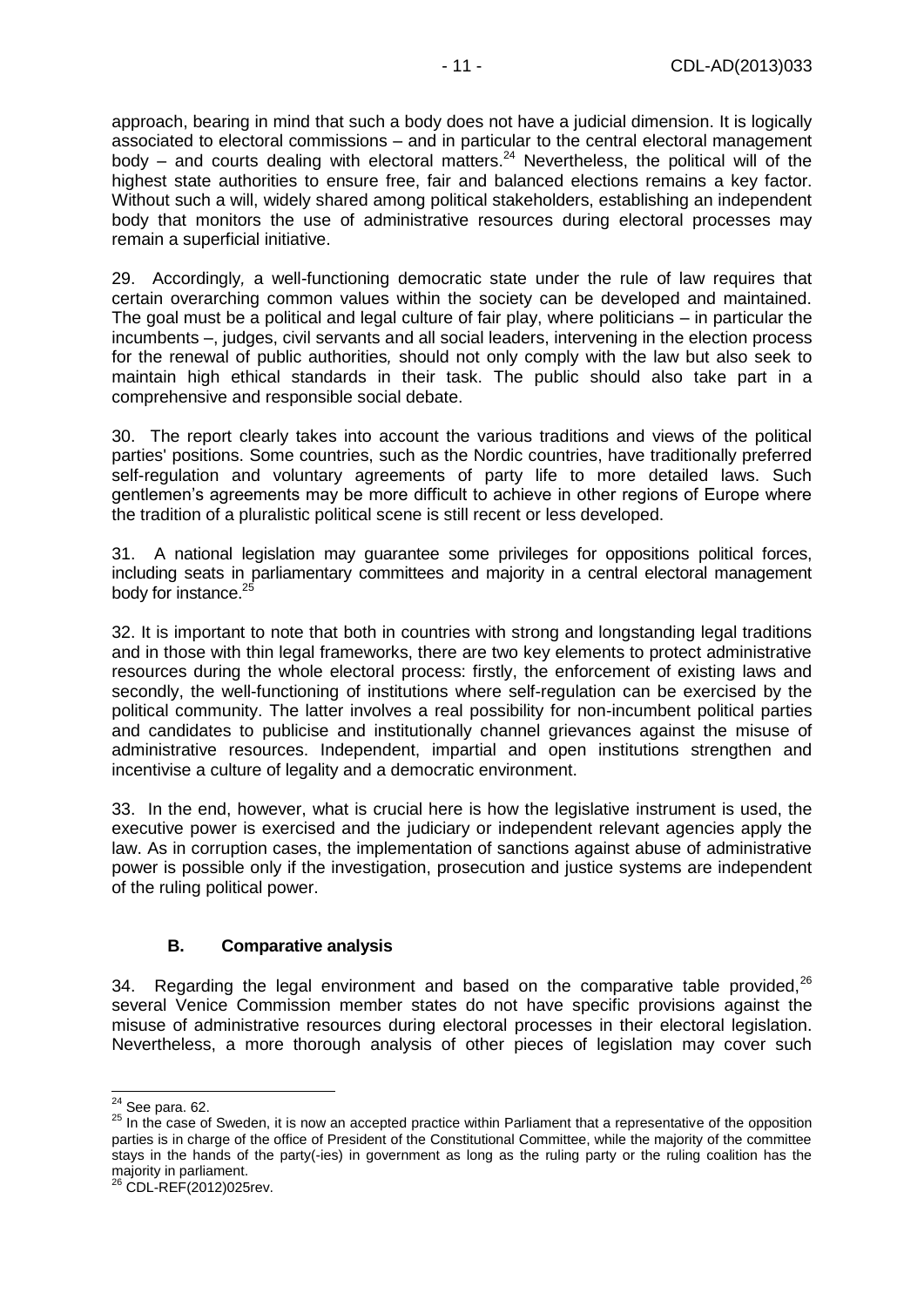approach, bearing in mind that such a body does not have a judicial dimension. It is logically associated to electoral commissions – and in particular to the central electoral management body – and courts dealing with electoral matters.[24] Nevertheless, the political will of the highest state authorities to ensure free, fair and balanced elections remains a key factor. Without such a will, widely shared among political stakeholders, establishing an independent body that monitors the use of administrative resources during electoral processes may remain a superficial initiative.

29. Accordingly, a well-functioning democratic state under the rule of law requires that certain overarching common values within the society can be developed and maintained. The goal must be a political and legal culture of fair play, where politicians – in particular the incumbents –, judges, civil servants and all social leaders, intervening in the election process for the renewal of public authorities, should not only comply with the law but also seek to maintain high ethical standards in their task. The public should also take part in a comprehensive and responsible social debate.

30. The report clearly takes into account the various traditions and views of the political parties' positions. Some countries, such as the Nordic countries, have traditionally preferred self-regulation and voluntary agreements of party life to more detailed laws. Such gentlemen's agreements may be more difficult to achieve in other regions of Europe where the tradition of a pluralistic political scene is still recent or less developed.

31. A national legislation may guarantee some privileges for oppositions political forces, including seats in parliamentary committees and majority in a central electoral management body for instance.[25]

32. It is important to note that both in countries with strong and longstanding legal traditions and in those with thin legal frameworks, there are two key elements to protect administrative resources during the whole electoral process: firstly, the enforcement of existing laws and secondly, the well-functioning of institutions where self-regulation can be exercised by the political community. The latter involves a real possibility for non-incumbent political parties and candidates to publicise and institutionally channel grievances against the misuse of administrative resources. Independent, impartial and open institutions strengthen and incentivise a culture of legality and a democratic environment.

33. In the end, however, what is crucial here is how the legislative instrument is used, the executive power is exercised and the judiciary or independent relevant agencies apply the law. As in corruption cases, the implementation of sanctions against abuse of administrative power is possible only if the investigation, prosecution and justice systems are independent of the ruling political power.

### B. Comparative analysis

34. Regarding the legal environment and based on the comparative table provided,[26] several Venice Commission member states do not have specific provisions against the misuse of administrative resources during electoral processes in their electoral legislation. Nevertheless, a more thorough analysis of other pieces of legislation may cover such

---

[24] See para. 62.

[25] In the case of Sweden, it is now an accepted practice within Parliament that a representative of the opposition parties is in charge of the office of President of the Constitutional Committee, while the majority of the committee stays in the hands of the party(-ies) in government as long as the ruling party or the ruling coalition has the majority in parliament.

[26] CDL-REF(2012)025rev.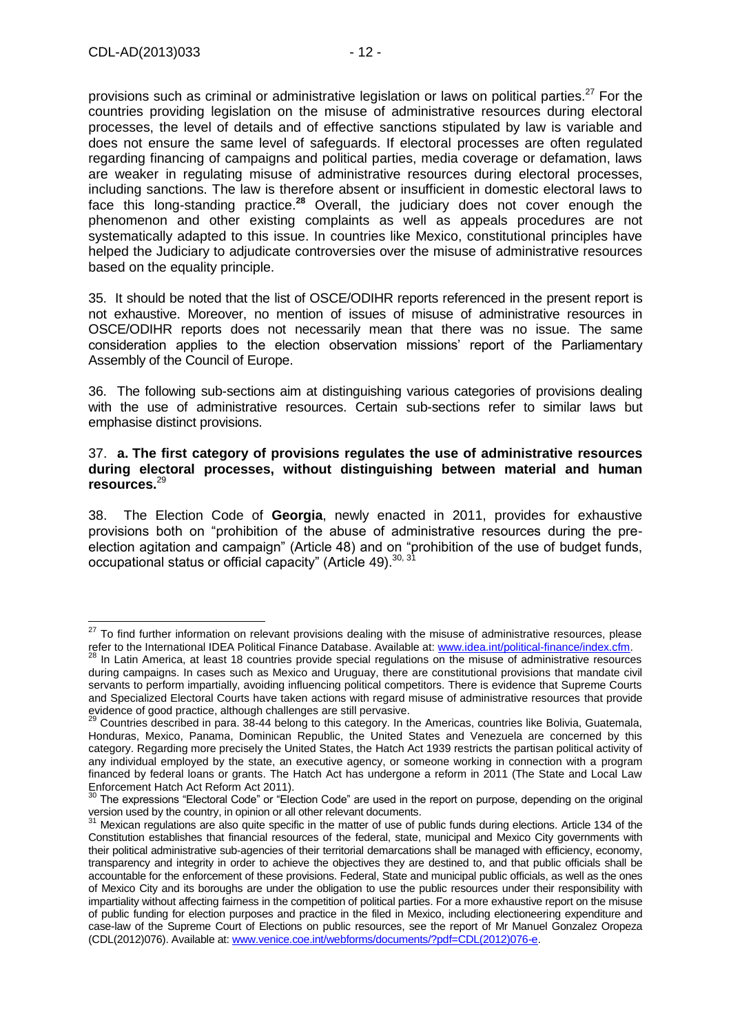provisions such as criminal or administrative legislation or laws on political parties.[27] For the countries providing legislation on the misuse of administrative resources during electoral processes, the level of details and of effective sanctions stipulated by law is variable and does not ensure the same level of safeguards. If electoral processes are often regulated regarding financing of campaigns and political parties, media coverage or defamation, laws are weaker in regulating misuse of administrative resources during electoral processes, including sanctions. The law is therefore absent or insufficient in domestic electoral laws to face this long-standing practice.[28] Overall, the judiciary does not cover enough the phenomenon and other existing complaints as well as appeals procedures are not systematically adapted to this issue. In countries like Mexico, constitutional principles have helped the Judiciary to adjudicate controversies over the misuse of administrative resources based on the equality principle.

35. It should be noted that the list of OSCE/ODIHR reports referenced in the present report is not exhaustive. Moreover, no mention of issues of misuse of administrative resources in OSCE/ODIHR reports does not necessarily mean that there was no issue. The same consideration applies to the election observation missions' report of the Parliamentary Assembly of the Council of Europe.

36. The following sub-sections aim at distinguishing various categories of provisions dealing with the use of administrative resources. Certain sub-sections refer to similar laws but emphasise distinct provisions.

37. **a. The first category of provisions regulates the use of administrative resources during electoral processes, without distinguishing between material and human resources.**[29]

38. The Election Code of **Georgia**, newly enacted in 2011, provides for exhaustive provisions both on "prohibition of the abuse of administrative resources during the pre-election agitation and campaign" (Article 48) and on "prohibition of the use of budget funds, occupational status or official capacity" (Article 49).[30, 31]

---

[27] To find further information on relevant provisions dealing with the misuse of administrative resources, please refer to the International IDEA Political Finance Database. Available at: www.idea.int/political-finance/index.cfm.

[28] In Latin America, at least 18 countries provide special regulations on the misuse of administrative resources during campaigns. In cases such as Mexico and Uruguay, there are constitutional provisions that mandate civil servants to perform impartially, avoiding influencing political competitors. There is evidence that Supreme Courts and Specialized Electoral Courts have taken actions with regard misuse of administrative resources that provide evidence of good practice, although challenges are still pervasive.

[29] Countries described in para. 38-44 belong to this category. In the Americas, countries like Bolivia, Guatemala, Honduras, Mexico, Panama, Dominican Republic, the United States and Venezuela are concerned by this category. Regarding more precisely the United States, the Hatch Act 1939 restricts the partisan political activity of any individual employed by the state, an executive agency, or someone working in connection with a program financed by federal loans or grants. The Hatch Act has undergone a reform in 2011 (The State and Local Law Enforcement Hatch Act Reform Act 2011).

[30] The expressions "Electoral Code" or "Election Code" are used in the report on purpose, depending on the original version used by the country, in opinion or all other relevant documents.

[31] Mexican regulations are also quite specific in the matter of use of public funds during elections. Article 134 of the Constitution establishes that financial resources of the federal, state, municipal and Mexico City governments with their political administrative sub-agencies of their territorial demarcations shall be managed with efficiency, economy, transparency and integrity in order to achieve the objectives they are destined to, and that public officials shall be accountable for the enforcement of these provisions. Federal, State and municipal public officials, as well as the ones of Mexico City and its boroughs are under the obligation to use the public resources under their responsibility with impartiality without affecting fairness in the competition of political parties. For a more exhaustive report on the misuse of public funding for election purposes and practice in the filed in Mexico, including electioneering expenditure and case-law of the Supreme Court of Elections on public resources, see the report of Mr Manuel Gonzalez Oropeza (CDL(2012)076). Available at: www.venice.coe.int/webforms/documents/?pdf=CDL(2012)076-e.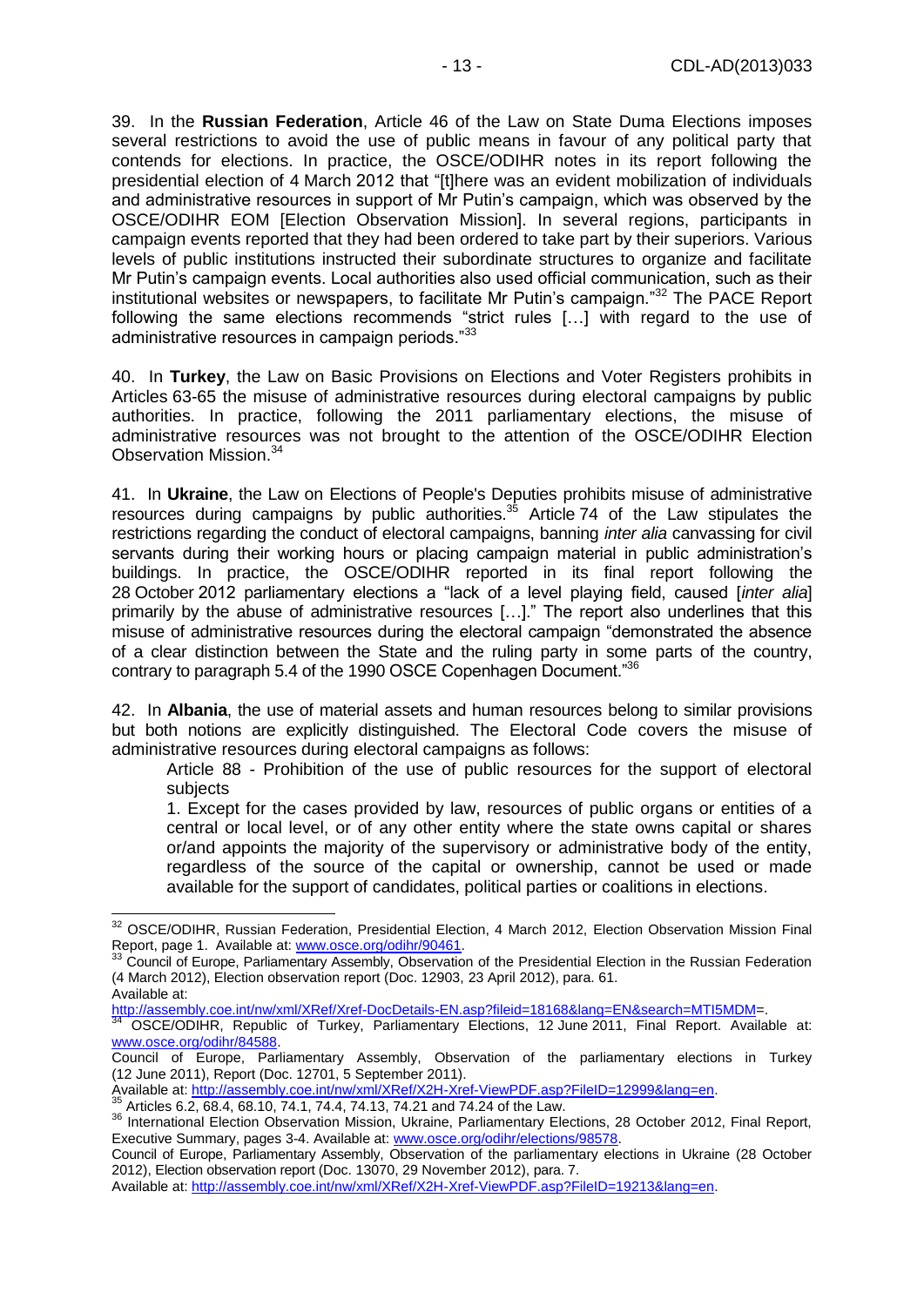39. In the **Russian Federation**, Article 46 of the Law on State Duma Elections imposes several restrictions to avoid the use of public means in favour of any political party that contends for elections. In practice, the OSCE/ODIHR notes in its report following the presidential election of 4 March 2012 that "[t]here was an evident mobilization of individuals and administrative resources in support of Mr Putin's campaign, which was observed by the OSCE/ODIHR EOM [Election Observation Mission]. In several regions, participants in campaign events reported that they had been ordered to take part by their superiors. Various levels of public institutions instructed their subordinate structures to organize and facilitate Mr Putin's campaign events. Local authorities also used official communication, such as their institutional websites or newspapers, to facilitate Mr Putin's campaign."[32] The PACE Report following the same elections recommends "strict rules […] with regard to the use of administrative resources in campaign periods."[33]

40. In **Turkey**, the Law on Basic Provisions on Elections and Voter Registers prohibits in Articles 63-65 the misuse of administrative resources during electoral campaigns by public authorities. In practice, following the 2011 parliamentary elections, the misuse of administrative resources was not brought to the attention of the OSCE/ODIHR Election Observation Mission.[34]

41. In **Ukraine**, the Law on Elections of People's Deputies prohibits misuse of administrative resources during campaigns by public authorities.[35] Article 74 of the Law stipulates the restrictions regarding the conduct of electoral campaigns, banning *inter alia* canvassing for civil servants during their working hours or placing campaign material in public administration's buildings. In practice, the OSCE/ODIHR reported in its final report following the 28 October 2012 parliamentary elections a "lack of a level playing field, caused [*inter alia*] primarily by the abuse of administrative resources […]." The report also underlines that this misuse of administrative resources during the electoral campaign "demonstrated the absence of a clear distinction between the State and the ruling party in some parts of the country, contrary to paragraph 5.4 of the 1990 OSCE Copenhagen Document."[36]

42. In **Albania**, the use of material assets and human resources belong to similar provisions but both notions are explicitly distinguished. The Electoral Code covers the misuse of administrative resources during electoral campaigns as follows:

> Article 88 - Prohibition of the use of public resources for the support of electoral subjects
>
> 1. Except for the cases provided by law, resources of public organs or entities of a central or local level, or of any other entity where the state owns capital or shares or/and appoints the majority of the supervisory or administrative body of the entity, regardless of the source of the capital or ownership, cannot be used or made available for the support of candidates, political parties or coalitions in elections.

---

[32] OSCE/ODIHR, Russian Federation, Presidential Election, 4 March 2012, Election Observation Mission Final Report, page 1. Available at: www.osce.org/odihr/90461.

[33] Council of Europe, Parliamentary Assembly, Observation of the Presidential Election in the Russian Federation (4 March 2012), Election observation report (Doc. 12903, 23 April 2012), para. 61. Available at: http://assembly.coe.int/nw/xml/XRef/Xref-DocDetails-EN.asp?fileid=18168&lang=EN&search=MTI5MDM=.

[34] OSCE/ODIHR, Republic of Turkey, Parliamentary Elections, 12 June 2011, Final Report. Available at: www.osce.org/odihr/84588.
Council of Europe, Parliamentary Assembly, Observation of the parliamentary elections in Turkey (12 June 2011), Report (Doc. 12701, 5 September 2011).
Available at: http://assembly.coe.int/nw/xml/XRef/X2H-Xref-ViewPDF.asp?FileID=12999&lang=en.

[35] Articles 6.2, 68.4, 68.10, 74.1, 74.4, 74.13, 74.21 and 74.24 of the Law.

[36] International Election Observation Mission, Ukraine, Parliamentary Elections, 28 October 2012, Final Report, Executive Summary, pages 3-4. Available at: www.osce.org/odihr/elections/98578.
Council of Europe, Parliamentary Assembly, Observation of the parliamentary elections in Ukraine (28 October 2012), Election observation report (Doc. 13070, 29 November 2012), para. 7.
Available at: http://assembly.coe.int/nw/xml/XRef/X2H-Xref-ViewPDF.asp?FileID=19213&lang=en.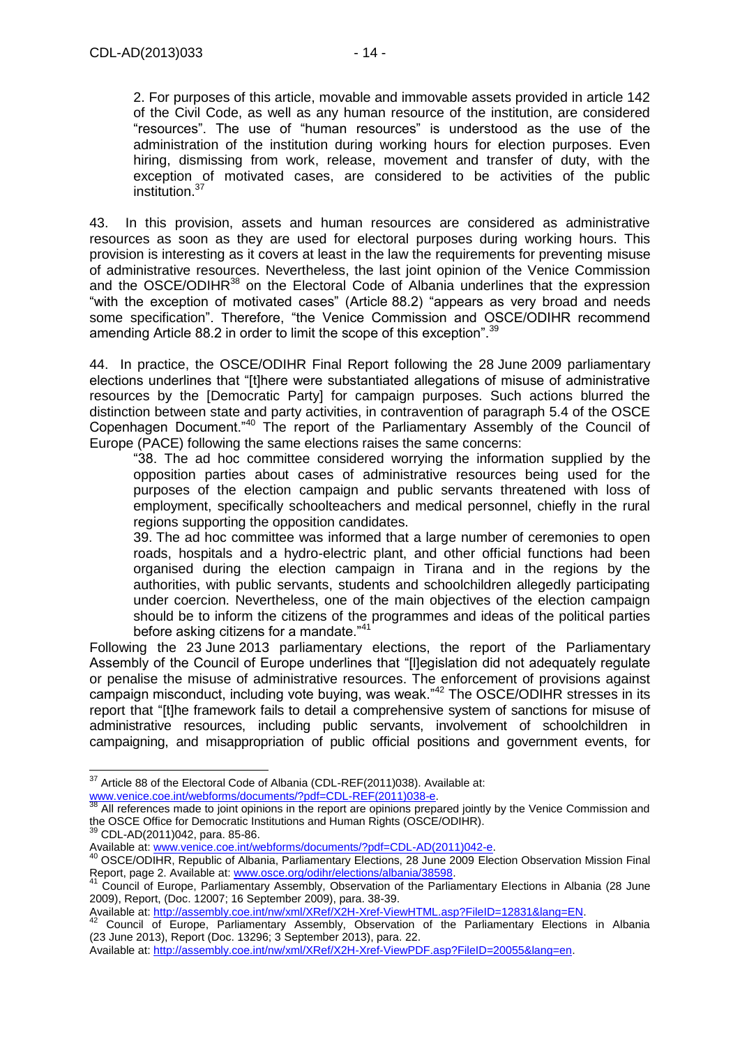> 2. For purposes of this article, movable and immovable assets provided in article 142 of the Civil Code, as well as any human resource of the institution, are considered "resources". The use of "human resources" is understood as the use of the administration of the institution during working hours for election purposes. Even hiring, dismissing from work, release, movement and transfer of duty, with the exception of motivated cases, are considered to be activities of the public institution.[37]

43. In this provision, assets and human resources are considered as administrative resources as soon as they are used for electoral purposes during working hours. This provision is interesting as it covers at least in the law the requirements for preventing misuse of administrative resources. Nevertheless, the last joint opinion of the Venice Commission and the OSCE/ODIHR[38] on the Electoral Code of Albania underlines that the expression "with the exception of motivated cases" (Article 88.2) "appears as very broad and needs some specification". Therefore, "the Venice Commission and OSCE/ODIHR recommend amending Article 88.2 in order to limit the scope of this exception".[39]

44. In practice, the OSCE/ODIHR Final Report following the 28 June 2009 parliamentary elections underlines that "[t]here were substantiated allegations of misuse of administrative resources by the [Democratic Party] for campaign purposes. Such actions blurred the distinction between state and party activities, in contravention of paragraph 5.4 of the OSCE Copenhagen Document."[40] The report of the Parliamentary Assembly of the Council of Europe (PACE) following the same elections raises the same concerns:

> "38. The ad hoc committee considered worrying the information supplied by the opposition parties about cases of administrative resources being used for the purposes of the election campaign and public servants threatened with loss of employment, specifically schoolteachers and medical personnel, chiefly in the rural regions supporting the opposition candidates.
>
> 39. The ad hoc committee was informed that a large number of ceremonies to open roads, hospitals and a hydro-electric plant, and other official functions had been organised during the election campaign in Tirana and in the regions by the authorities, with public servants, students and schoolchildren allegedly participating under coercion. Nevertheless, one of the main objectives of the election campaign should be to inform the citizens of the programmes and ideas of the political parties before asking citizens for a mandate."[41]

Following the 23 June 2013 parliamentary elections, the report of the Parliamentary Assembly of the Council of Europe underlines that "[l]egislation did not adequately regulate or penalise the misuse of administrative resources. The enforcement of provisions against campaign misconduct, including vote buying, was weak."[42] The OSCE/ODIHR stresses in its report that "[t]he framework fails to detail a comprehensive system of sanctions for misuse of administrative resources, including public servants, involvement of schoolchildren in campaigning, and misappropriation of public official positions and government events, for

---

[37] Article 88 of the Electoral Code of Albania (CDL-REF(2011)038). Available at: www.venice.coe.int/webforms/documents/?pdf=CDL-REF(2011)038-e.

[38] All references made to joint opinions in the report are opinions prepared jointly by the Venice Commission and the OSCE Office for Democratic Institutions and Human Rights (OSCE/ODIHR).

[39] CDL-AD(2011)042, para. 85-86.
Available at: www.venice.coe.int/webforms/documents/?pdf=CDL-AD(2011)042-e.

[40] OSCE/ODIHR, Republic of Albania, Parliamentary Elections, 28 June 2009 Election Observation Mission Final Report, page 2. Available at: www.osce.org/odihr/elections/albania/38598.

[41] Council of Europe, Parliamentary Assembly, Observation of the Parliamentary Elections in Albania (28 June 2009), Report, (Doc. 12007; 16 September 2009), para. 38-39.
Available at: http://assembly.coe.int/nw/xml/XRef/X2H-Xref-ViewHTML.asp?FileID=12831&lang=EN.

[42] Council of Europe, Parliamentary Assembly, Observation of the Parliamentary Elections in Albania (23 June 2013), Report (Doc. 13296; 3 September 2013), para. 22.
Available at: http://assembly.coe.int/nw/xml/XRef/X2H-Xref-ViewPDF.asp?FileID=20055&lang=en.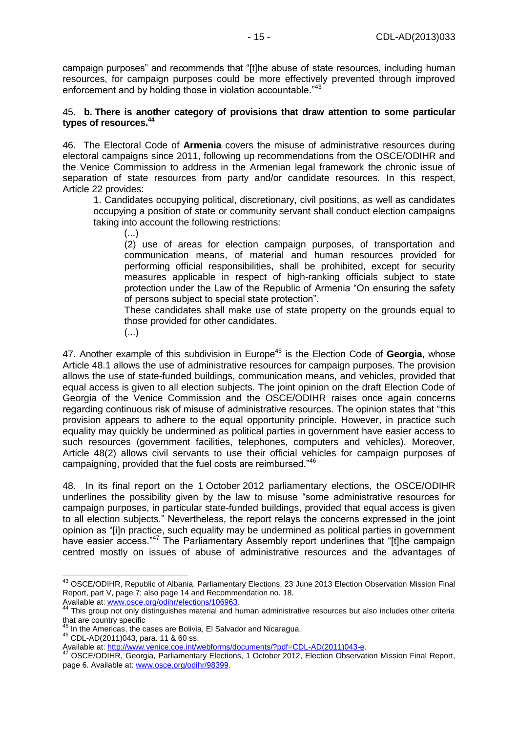campaign purposes" and recommends that "[t]he abuse of state resources, including human resources, for campaign purposes could be more effectively prevented through improved enforcement and by holding those in violation accountable."[43]

45. **b. There is another category of provisions that draw attention to some particular types of resources.[44]**

46. The Electoral Code of **Armenia** covers the misuse of administrative resources during electoral campaigns since 2011, following up recommendations from the OSCE/ODIHR and the Venice Commission to address in the Armenian legal framework the chronic issue of separation of state resources from party and/or candidate resources. In this respect, Article 22 provides:

> 1. Candidates occupying political, discretionary, civil positions, as well as candidates occupying a position of state or community servant shall conduct election campaigns taking into account the following restrictions:
>
> > (...)
> >
> > (2) use of areas for election campaign purposes, of transportation and communication means, of material and human resources provided for performing official responsibilities, shall be prohibited, except for security measures applicable in respect of high-ranking officials subject to state protection under the Law of the Republic of Armenia "On ensuring the safety of persons subject to special state protection".
> >
> > These candidates shall make use of state property on the grounds equal to those provided for other candidates.
> >
> > (...)

47. Another example of this subdivision in Europe[45] is the Election Code of **Georgia**, whose Article 48.1 allows the use of administrative resources for campaign purposes. The provision allows the use of state-funded buildings, communication means, and vehicles, provided that equal access is given to all election subjects. The joint opinion on the draft Election Code of Georgia of the Venice Commission and the OSCE/ODIHR raises once again concerns regarding continuous risk of misuse of administrative resources. The opinion states that "this provision appears to adhere to the equal opportunity principle. However, in practice such equality may quickly be undermined as political parties in government have easier access to such resources (government facilities, telephones, computers and vehicles). Moreover, Article 48(2) allows civil servants to use their official vehicles for campaign purposes of campaigning, provided that the fuel costs are reimbursed."[46]

48. In its final report on the 1 October 2012 parliamentary elections, the OSCE/ODIHR underlines the possibility given by the law to misuse "some administrative resources for campaign purposes, in particular state-funded buildings, provided that equal access is given to all election subjects." Nevertheless, the report relays the concerns expressed in the joint opinion as "[i]n practice, such equality may be undermined as political parties in government have easier access."[47] The Parliamentary Assembly report underlines that "[t]he campaign centred mostly on issues of abuse of administrative resources and the advantages of

---

[43] OSCE/ODIHR, Republic of Albania, Parliamentary Elections, 23 June 2013 Election Observation Mission Final Report, part V, page 7; also page 14 and Recommendation no. 18. Available at: www.osce.org/odihr/elections/106963.

[44] This group not only distinguishes material and human administrative resources but also includes other criteria that are country specific

[45] In the Americas, the cases are Bolivia, El Salvador and Nicaragua.

[46] CDL-AD(2011)043, para. 11 & 60 ss. Available at: http://www.venice.coe.int/webforms/documents/?pdf=CDL-AD(2011)043-e.

[47] OSCE/ODIHR, Georgia, Parliamentary Elections, 1 October 2012, Election Observation Mission Final Report, page 6. Available at: www.osce.org/odihr/98399.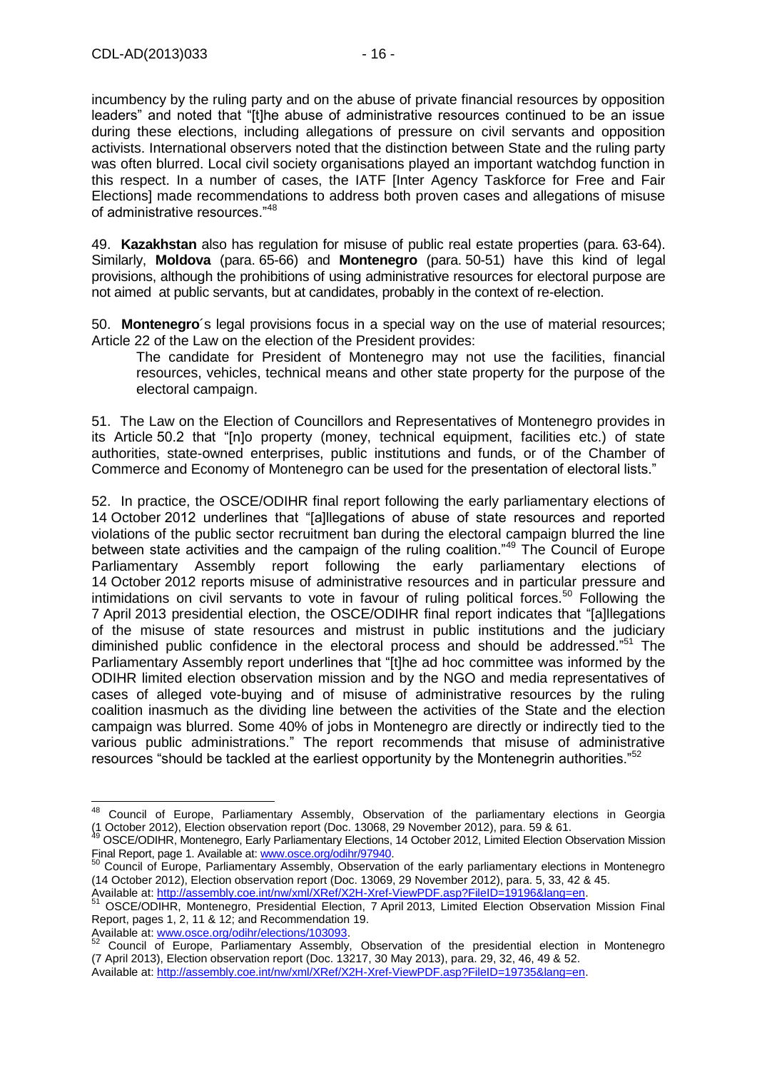incumbency by the ruling party and on the abuse of private financial resources by opposition leaders" and noted that "[t]he abuse of administrative resources continued to be an issue during these elections, including allegations of pressure on civil servants and opposition activists. International observers noted that the distinction between State and the ruling party was often blurred. Local civil society organisations played an important watchdog function in this respect. In a number of cases, the IATF [Inter Agency Taskforce for Free and Fair Elections] made recommendations to address both proven cases and allegations of misuse of administrative resources."[48]

49. **Kazakhstan** also has regulation for misuse of public real estate properties (para. 63-64). Similarly, **Moldova** (para. 65-66) and **Montenegro** (para. 50-51) have this kind of legal provisions, although the prohibitions of using administrative resources for electoral purpose are not aimed at public servants, but at candidates, probably in the context of re-election.

50. **Montenegro**´s legal provisions focus in a special way on the use of material resources; Article 22 of the Law on the election of the President provides:

> The candidate for President of Montenegro may not use the facilities, financial resources, vehicles, technical means and other state property for the purpose of the electoral campaign.

51. The Law on the Election of Councillors and Representatives of Montenegro provides in its Article 50.2 that "[n]o property (money, technical equipment, facilities etc.) of state authorities, state-owned enterprises, public institutions and funds, or of the Chamber of Commerce and Economy of Montenegro can be used for the presentation of electoral lists."

52. In practice, the OSCE/ODIHR final report following the early parliamentary elections of 14 October 2012 underlines that "[a]llegations of abuse of state resources and reported violations of the public sector recruitment ban during the electoral campaign blurred the line between state activities and the campaign of the ruling coalition."[49] The Council of Europe Parliamentary Assembly report following the early parliamentary elections of 14 October 2012 reports misuse of administrative resources and in particular pressure and intimidations on civil servants to vote in favour of ruling political forces.[50] Following the 7 April 2013 presidential election, the OSCE/ODIHR final report indicates that "[a]llegations of the misuse of state resources and mistrust in public institutions and the judiciary diminished public confidence in the electoral process and should be addressed."[51] The Parliamentary Assembly report underlines that "[t]he ad hoc committee was informed by the ODIHR limited election observation mission and by the NGO and media representatives of cases of alleged vote-buying and of misuse of administrative resources by the ruling coalition inasmuch as the dividing line between the activities of the State and the election campaign was blurred. Some 40% of jobs in Montenegro are directly or indirectly tied to the various public administrations." The report recommends that misuse of administrative resources "should be tackled at the earliest opportunity by the Montenegrin authorities."[52]

---

[48] Council of Europe, Parliamentary Assembly, Observation of the parliamentary elections in Georgia (1 October 2012), Election observation report (Doc. 13068, 29 November 2012), para. 59 & 61.

[49] OSCE/ODIHR, Montenegro, Early Parliamentary Elections, 14 October 2012, Limited Election Observation Mission Final Report, page 1. Available at: www.osce.org/odihr/97940.

[50] Council of Europe, Parliamentary Assembly, Observation of the early parliamentary elections in Montenegro (14 October 2012), Election observation report (Doc. 13069, 29 November 2012), para. 5, 33, 42 & 45. Available at: http://assembly.coe.int/nw/xml/XRef/X2H-Xref-ViewPDF.asp?FileID=19196&lang=en.

[51] OSCE/ODIHR, Montenegro, Presidential Election, 7 April 2013, Limited Election Observation Mission Final Report, pages 1, 2, 11 & 12; and Recommendation 19. Available at: www.osce.org/odihr/elections/103093.

[52] Council of Europe, Parliamentary Assembly, Observation of the presidential election in Montenegro (7 April 2013), Election observation report (Doc. 13217, 30 May 2013), para. 29, 32, 46, 49 & 52. Available at: http://assembly.coe.int/nw/xml/XRef/X2H-Xref-ViewPDF.asp?FileID=19735&lang=en.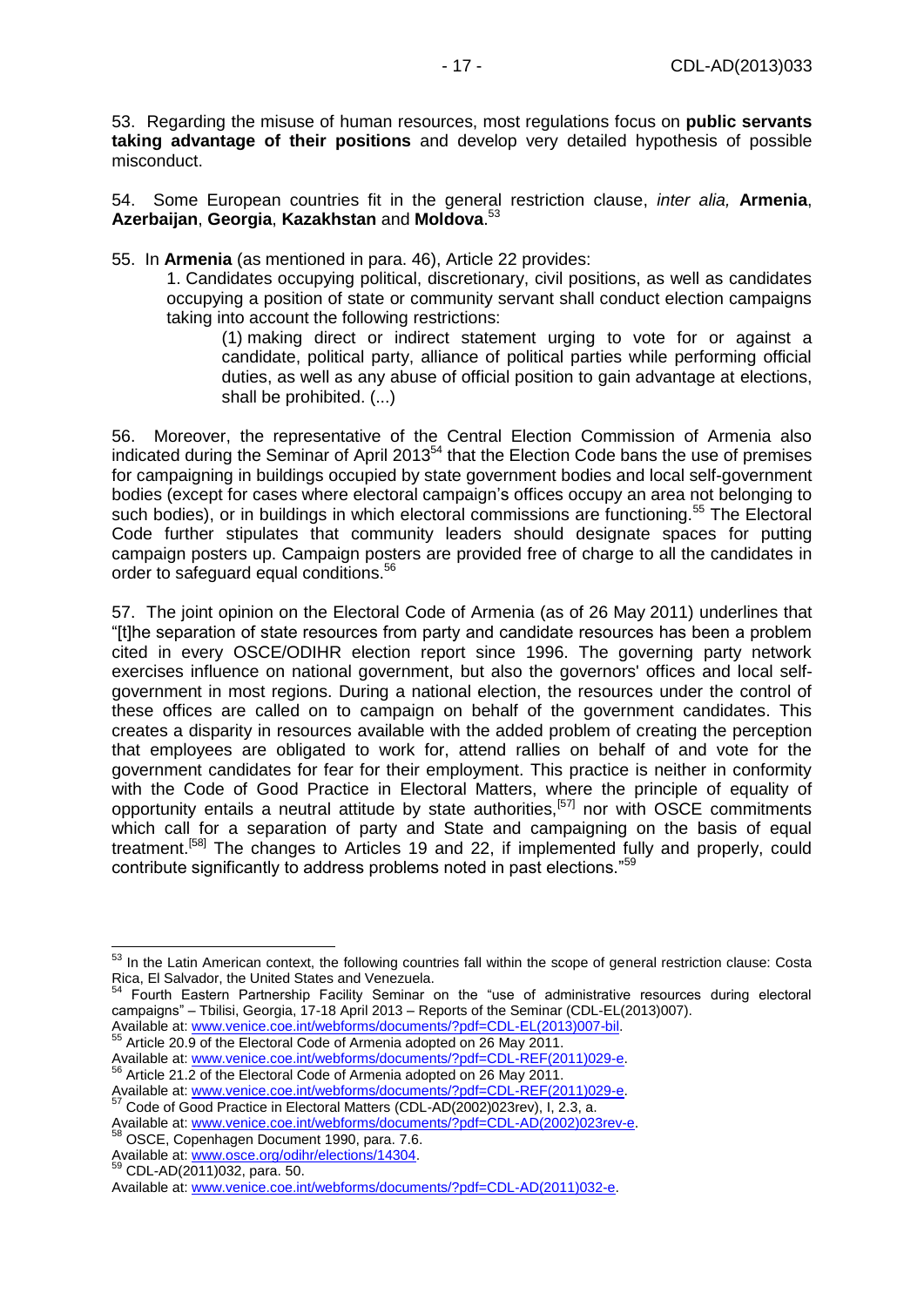53. Regarding the misuse of human resources, most regulations focus on **public servants taking advantage of their positions** and develop very detailed hypothesis of possible misconduct.

54. Some European countries fit in the general restriction clause, *inter alia,* **Armenia**, **Azerbaijan**, **Georgia**, **Kazakhstan** and **Moldova**.[53]

55. In **Armenia** (as mentioned in para. 46), Article 22 provides:

> 1. Candidates occupying political, discretionary, civil positions, as well as candidates occupying a position of state or community servant shall conduct election campaigns taking into account the following restrictions:
>
> > (1) making direct or indirect statement urging to vote for or against a candidate, political party, alliance of political parties while performing official duties, as well as any abuse of official position to gain advantage at elections, shall be prohibited. (...)

56. Moreover, the representative of the Central Election Commission of Armenia also indicated during the Seminar of April 2013[54] that the Election Code bans the use of premises for campaigning in buildings occupied by state government bodies and local self-government bodies (except for cases where electoral campaign's offices occupy an area not belonging to such bodies), or in buildings in which electoral commissions are functioning.[55] The Electoral Code further stipulates that community leaders should designate spaces for putting campaign posters up. Campaign posters are provided free of charge to all the candidates in order to safeguard equal conditions.[56]

57. The joint opinion on the Electoral Code of Armenia (as of 26 May 2011) underlines that "[t]he separation of state resources from party and candidate resources has been a problem cited in every OSCE/ODIHR election report since 1996. The governing party network exercises influence on national government, but also the governors' offices and local self-government in most regions. During a national election, the resources under the control of these offices are called on to campaign on behalf of the government candidates. This creates a disparity in resources available with the added problem of creating the perception that employees are obligated to work for, attend rallies on behalf of and vote for the government candidates for fear for their employment. This practice is neither in conformity with the Code of Good Practice in Electoral Matters, where the principle of equality of opportunity entails a neutral attitude by state authorities,[57] nor with OSCE commitments which call for a separation of party and State and campaigning on the basis of equal treatment.[58] The changes to Articles 19 and 22, if implemented fully and properly, could contribute significantly to address problems noted in past elections."[59]

---

[53] In the Latin American context, the following countries fall within the scope of general restriction clause: Costa Rica, El Salvador, the United States and Venezuela.

[54] Fourth Eastern Partnership Facility Seminar on the "use of administrative resources during electoral campaigns" – Tbilisi, Georgia, 17-18 April 2013 – Reports of the Seminar (CDL-EL(2013)007). Available at: www.venice.coe.int/webforms/documents/?pdf=CDL-EL(2013)007-bil.

[55] Article 20.9 of the Electoral Code of Armenia adopted on 26 May 2011. Available at: www.venice.coe.int/webforms/documents/?pdf=CDL-REF(2011)029-e.

[56] Article 21.2 of the Electoral Code of Armenia adopted on 26 May 2011. Available at: www.venice.coe.int/webforms/documents/?pdf=CDL-REF(2011)029-e.

[57] Code of Good Practice in Electoral Matters (CDL-AD(2002)023rev), I, 2.3, a. Available at: www.venice.coe.int/webforms/documents/?pdf=CDL-AD(2002)023rev-e.

[58] OSCE, Copenhagen Document 1990, para. 7.6. Available at: www.osce.org/odihr/elections/14304.

[59] CDL-AD(2011)032, para. 50. Available at: www.venice.coe.int/webforms/documents/?pdf=CDL-AD(2011)032-e.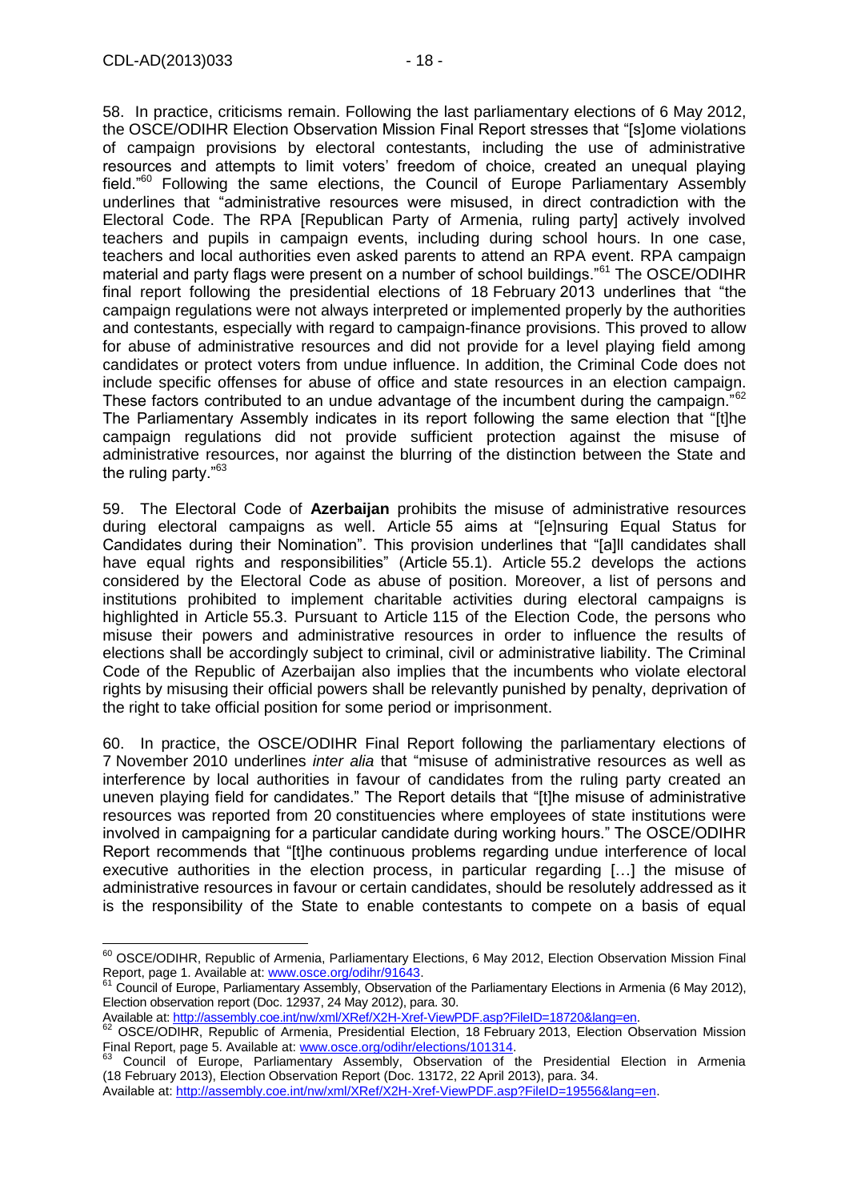58. In practice, criticisms remain. Following the last parliamentary elections of 6 May 2012, the OSCE/ODIHR Election Observation Mission Final Report stresses that "[s]ome violations of campaign provisions by electoral contestants, including the use of administrative resources and attempts to limit voters' freedom of choice, created an unequal playing field."[60] Following the same elections, the Council of Europe Parliamentary Assembly underlines that "administrative resources were misused, in direct contradiction with the Electoral Code. The RPA [Republican Party of Armenia, ruling party] actively involved teachers and pupils in campaign events, including during school hours. In one case, teachers and local authorities even asked parents to attend an RPA event. RPA campaign material and party flags were present on a number of school buildings."[61] The OSCE/ODIHR final report following the presidential elections of 18 February 2013 underlines that "the campaign regulations were not always interpreted or implemented properly by the authorities and contestants, especially with regard to campaign-finance provisions. This proved to allow for abuse of administrative resources and did not provide for a level playing field among candidates or protect voters from undue influence. In addition, the Criminal Code does not include specific offenses for abuse of office and state resources in an election campaign. These factors contributed to an undue advantage of the incumbent during the campaign."[62] The Parliamentary Assembly indicates in its report following the same election that "[t]he campaign regulations did not provide sufficient protection against the misuse of administrative resources, nor against the blurring of the distinction between the State and the ruling party."[63]

59. The Electoral Code of **Azerbaijan** prohibits the misuse of administrative resources during electoral campaigns as well. Article 55 aims at "[e]nsuring Equal Status for Candidates during their Nomination". This provision underlines that "[a]ll candidates shall have equal rights and responsibilities" (Article 55.1). Article 55.2 develops the actions considered by the Electoral Code as abuse of position. Moreover, a list of persons and institutions prohibited to implement charitable activities during electoral campaigns is highlighted in Article 55.3. Pursuant to Article 115 of the Election Code, the persons who misuse their powers and administrative resources in order to influence the results of elections shall be accordingly subject to criminal, civil or administrative liability. The Criminal Code of the Republic of Azerbaijan also implies that the incumbents who violate electoral rights by misusing their official powers shall be relevantly punished by penalty, deprivation of the right to take official position for some period or imprisonment.

60. In practice, the OSCE/ODIHR Final Report following the parliamentary elections of 7 November 2010 underlines *inter alia* that "misuse of administrative resources as well as interference by local authorities in favour of candidates from the ruling party created an uneven playing field for candidates." The Report details that "[t]he misuse of administrative resources was reported from 20 constituencies where employees of state institutions were involved in campaigning for a particular candidate during working hours." The OSCE/ODIHR Report recommends that "[t]he continuous problems regarding undue interference of local executive authorities in the election process, in particular regarding […] the misuse of administrative resources in favour or certain candidates, should be resolutely addressed as it is the responsibility of the State to enable contestants to compete on a basis of equal

---

[60] OSCE/ODIHR, Republic of Armenia, Parliamentary Elections, 6 May 2012, Election Observation Mission Final Report, page 1. Available at: www.osce.org/odihr/91643.

[61] Council of Europe, Parliamentary Assembly, Observation of the Parliamentary Elections in Armenia (6 May 2012), Election observation report (Doc. 12937, 24 May 2012), para. 30. Available at: http://assembly.coe.int/nw/xml/XRef/X2H-Xref-ViewPDF.asp?FileID=18720&lang=en.

[62] OSCE/ODIHR, Republic of Armenia, Presidential Election, 18 February 2013, Election Observation Mission Final Report, page 5. Available at: www.osce.org/odihr/elections/101314.

[63] Council of Europe, Parliamentary Assembly, Observation of the Presidential Election in Armenia (18 February 2013), Election Observation Report (Doc. 13172, 22 April 2013), para. 34. Available at: http://assembly.coe.int/nw/xml/XRef/X2H-Xref-ViewPDF.asp?FileID=19556&lang=en.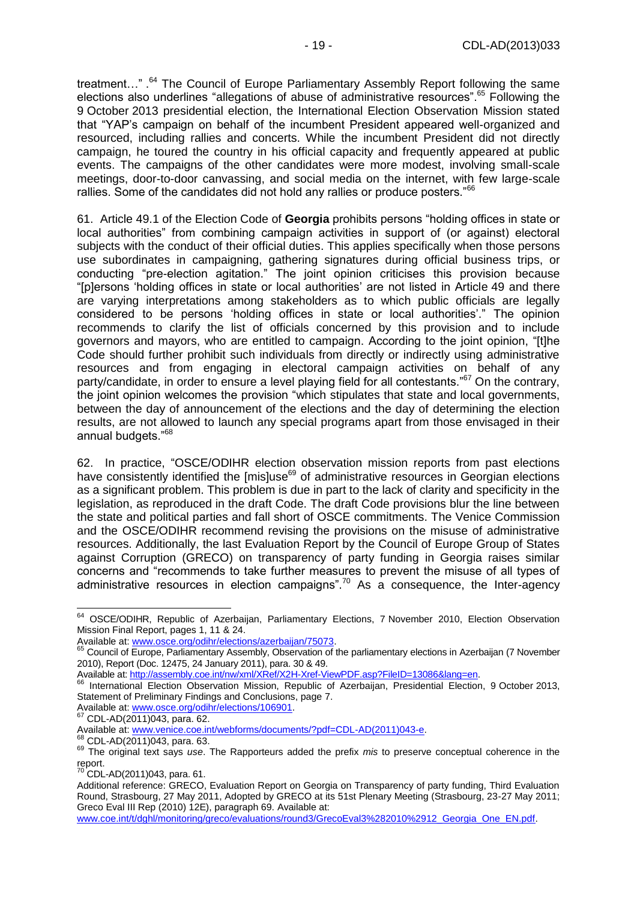treatment…" .[64] The Council of Europe Parliamentary Assembly Report following the same elections also underlines "allegations of abuse of administrative resources".[65] Following the 9 October 2013 presidential election, the International Election Observation Mission stated that "YAP's campaign on behalf of the incumbent President appeared well-organized and resourced, including rallies and concerts. While the incumbent President did not directly campaign, he toured the country in his official capacity and frequently appeared at public events. The campaigns of the other candidates were more modest, involving small-scale meetings, door-to-door canvassing, and social media on the internet, with few large-scale rallies. Some of the candidates did not hold any rallies or produce posters."[66]

61. Article 49.1 of the Election Code of **Georgia** prohibits persons "holding offices in state or local authorities" from combining campaign activities in support of (or against) electoral subjects with the conduct of their official duties. This applies specifically when those persons use subordinates in campaigning, gathering signatures during official business trips, or conducting "pre-election agitation." The joint opinion criticises this provision because "[p]ersons 'holding offices in state or local authorities' are not listed in Article 49 and there are varying interpretations among stakeholders as to which public officials are legally considered to be persons 'holding offices in state or local authorities'." The opinion recommends to clarify the list of officials concerned by this provision and to include governors and mayors, who are entitled to campaign. According to the joint opinion, "[t]he Code should further prohibit such individuals from directly or indirectly using administrative resources and from engaging in electoral campaign activities on behalf of any party/candidate, in order to ensure a level playing field for all contestants."[67] On the contrary, the joint opinion welcomes the provision "which stipulates that state and local governments, between the day of announcement of the elections and the day of determining the election results, are not allowed to launch any special programs apart from those envisaged in their annual budgets."[68]

62. In practice, "OSCE/ODIHR election observation mission reports from past elections have consistently identified the [mis]use[69] of administrative resources in Georgian elections as a significant problem. This problem is due in part to the lack of clarity and specificity in the legislation, as reproduced in the draft Code. The draft Code provisions blur the line between the state and political parties and fall short of OSCE commitments. The Venice Commission and the OSCE/ODIHR recommend revising the provisions on the misuse of administrative resources. Additionally, the last Evaluation Report by the Council of Europe Group of States against Corruption (GRECO) on transparency of party funding in Georgia raises similar concerns and "recommends to take further measures to prevent the misuse of all types of administrative resources in election campaigns".[70] As a consequence, the Inter-agency

---

[64] OSCE/ODIHR, Republic of Azerbaijan, Parliamentary Elections, 7 November 2010, Election Observation Mission Final Report, pages 1, 11 & 24.
Available at: www.osce.org/odihr/elections/azerbaijan/75073.

[65] Council of Europe, Parliamentary Assembly, Observation of the parliamentary elections in Azerbaijan (7 November 2010), Report (Doc. 12475, 24 January 2011), para. 30 & 49.
Available at: http://assembly.coe.int/nw/xml/XRef/X2H-Xref-ViewPDF.asp?FileID=13086&lang=en.

[66] International Election Observation Mission, Republic of Azerbaijan, Presidential Election, 9 October 2013, Statement of Preliminary Findings and Conclusions, page 7.
Available at: www.osce.org/odihr/elections/106901.

[67] CDL-AD(2011)043, para. 62.
Available at: www.venice.coe.int/webforms/documents/?pdf=CDL-AD(2011)043-e.

[68] CDL-AD(2011)043, para. 63.

[69] The original text says *use*. The Rapporteurs added the prefix *mis* to preserve conceptual coherence in the report.

[70] CDL-AD(2011)043, para. 61.
Additional reference: GRECO, Evaluation Report on Georgia on Transparency of party funding, Third Evaluation Round, Strasbourg, 27 May 2011, Adopted by GRECO at its 51st Plenary Meeting (Strasbourg, 23-27 May 2011; Greco Eval III Rep (2010) 12E), paragraph 69. Available at:
www.coe.int/t/dghl/monitoring/greco/evaluations/round3/GrecoEval3%282010%2912_Georgia_One_EN.pdf.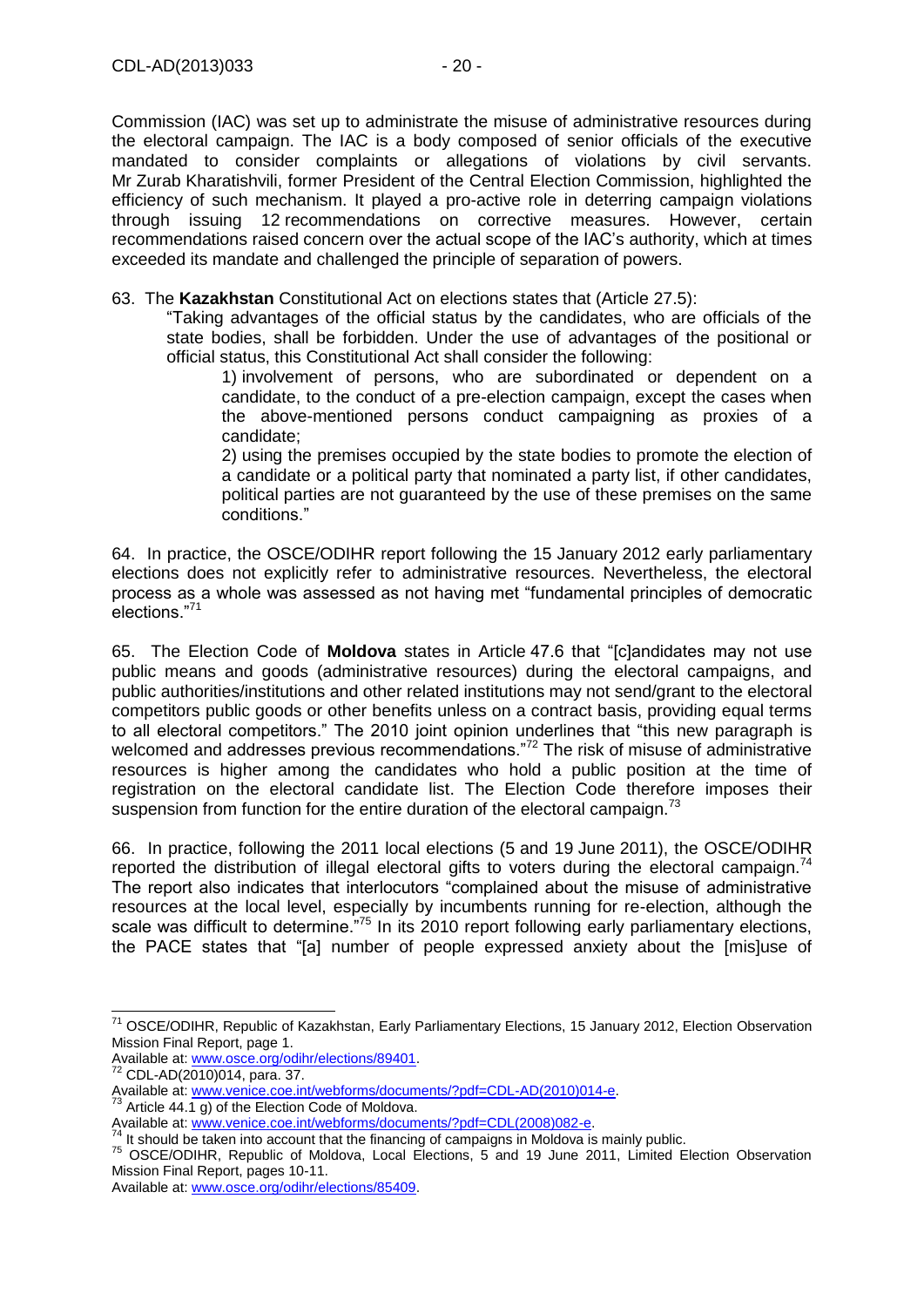Commission (IAC) was set up to administrate the misuse of administrative resources during the electoral campaign. The IAC is a body composed of senior officials of the executive mandated to consider complaints or allegations of violations by civil servants. Mr Zurab Kharatishvili, former President of the Central Election Commission, highlighted the efficiency of such mechanism. It played a pro-active role in deterring campaign violations through issuing 12 recommendations on corrective measures. However, certain recommendations raised concern over the actual scope of the IAC's authority, which at times exceeded its mandate and challenged the principle of separation of powers.

63. The **Kazakhstan** Constitutional Act on elections states that (Article 27.5):

> "Taking advantages of the official status by the candidates, who are officials of the state bodies, shall be forbidden. Under the use of advantages of the positional or official status, this Constitutional Act shall consider the following:
>
> > 1) involvement of persons, who are subordinated or dependent on a candidate, to the conduct of a pre-election campaign, except the cases when the above-mentioned persons conduct campaigning as proxies of a candidate;
> >
> > 2) using the premises occupied by the state bodies to promote the election of a candidate or a political party that nominated a party list, if other candidates, political parties are not guaranteed by the use of these premises on the same conditions."

64. In practice, the OSCE/ODIHR report following the 15 January 2012 early parliamentary elections does not explicitly refer to administrative resources. Nevertheless, the electoral process as a whole was assessed as not having met "fundamental principles of democratic elections."[71]

65. The Election Code of **Moldova** states in Article 47.6 that "[c]andidates may not use public means and goods (administrative resources) during the electoral campaigns, and public authorities/institutions and other related institutions may not send/grant to the electoral competitors public goods or other benefits unless on a contract basis, providing equal terms to all electoral competitors." The 2010 joint opinion underlines that "this new paragraph is welcomed and addresses previous recommendations."[72] The risk of misuse of administrative resources is higher among the candidates who hold a public position at the time of registration on the electoral candidate list. The Election Code therefore imposes their suspension from function for the entire duration of the electoral campaign.[73]

66. In practice, following the 2011 local elections (5 and 19 June 2011), the OSCE/ODIHR reported the distribution of illegal electoral gifts to voters during the electoral campaign.[74] The report also indicates that interlocutors "complained about the misuse of administrative resources at the local level, especially by incumbents running for re-election, although the scale was difficult to determine."[75] In its 2010 report following early parliamentary elections, the PACE states that "[a] number of people expressed anxiety about the [mis]use of

---

[71] OSCE/ODIHR, Republic of Kazakhstan, Early Parliamentary Elections, 15 January 2012, Election Observation Mission Final Report, page 1.
Available at: www.osce.org/odihr/elections/89401.

[72] CDL-AD(2010)014, para. 37.
Available at: www.venice.coe.int/webforms/documents/?pdf=CDL-AD(2010)014-e.

[73] Article 44.1 g) of the Election Code of Moldova.
Available at: www.venice.coe.int/webforms/documents/?pdf=CDL(2008)082-e.

[74] It should be taken into account that the financing of campaigns in Moldova is mainly public.

[75] OSCE/ODIHR, Republic of Moldova, Local Elections, 5 and 19 June 2011, Limited Election Observation Mission Final Report, pages 10-11.
Available at: www.osce.org/odihr/elections/85409.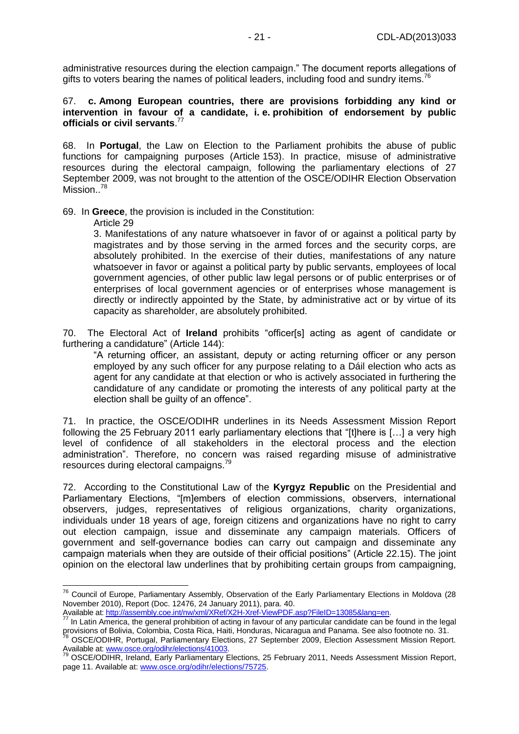administrative resources during the election campaign." The document reports allegations of gifts to voters bearing the names of political leaders, including food and sundry items.[76]

67. **c. Among European countries, there are provisions forbidding any kind or intervention in favour of a candidate, i. e. prohibition of endorsement by public officials or civil servants**.[77]

68. In **Portugal**, the Law on Election to the Parliament prohibits the abuse of public functions for campaigning purposes (Article 153). In practice, misuse of administrative resources during the electoral campaign, following the parliamentary elections of 27 September 2009, was not brought to the attention of the OSCE/ODIHR Election Observation Mission..[78]

69. In **Greece**, the provision is included in the Constitution:

> Article 29
>
> 3. Manifestations of any nature whatsoever in favor of or against a political party by magistrates and by those serving in the armed forces and the security corps, are absolutely prohibited. In the exercise of their duties, manifestations of any nature whatsoever in favor or against a political party by public servants, employees of local government agencies, of other public law legal persons or of public enterprises or of enterprises of local government agencies or of enterprises whose management is directly or indirectly appointed by the State, by administrative act or by virtue of its capacity as shareholder, are absolutely prohibited.

70. The Electoral Act of **Ireland** prohibits "officer[s] acting as agent of candidate or furthering a candidature" (Article 144):

> "A returning officer, an assistant, deputy or acting returning officer or any person employed by any such officer for any purpose relating to a Dáil election who acts as agent for any candidate at that election or who is actively associated in furthering the candidature of any candidate or promoting the interests of any political party at the election shall be guilty of an offence".

71. In practice, the OSCE/ODIHR underlines in its Needs Assessment Mission Report following the 25 February 2011 early parliamentary elections that "[t]here is […] a very high level of confidence of all stakeholders in the electoral process and the election administration". Therefore, no concern was raised regarding misuse of administrative resources during electoral campaigns.[79]

72. According to the Constitutional Law of the **Kyrgyz Republic** on the Presidential and Parliamentary Elections, "[m]embers of election commissions, observers, international observers, judges, representatives of religious organizations, charity organizations, individuals under 18 years of age, foreign citizens and organizations have no right to carry out election campaign, issue and disseminate any campaign materials. Officers of government and self-governance bodies can carry out campaign and disseminate any campaign materials when they are outside of their official positions" (Article 22.15). The joint opinion on the electoral law underlines that by prohibiting certain groups from campaigning,

---

[76] Council of Europe, Parliamentary Assembly, Observation of the Early Parliamentary Elections in Moldova (28 November 2010), Report (Doc. 12476, 24 January 2011), para. 40. Available at: http://assembly.coe.int/nw/xml/XRef/X2H-Xref-ViewPDF.asp?FileID=13085&lang=en.

[77] In Latin America, the general prohibition of acting in favour of any particular candidate can be found in the legal provisions of Bolivia, Colombia, Costa Rica, Haiti, Honduras, Nicaragua and Panama. See also footnote no. 31.

[78] OSCE/ODIHR, Portugal, Parliamentary Elections, 27 September 2009, Election Assessment Mission Report. Available at: www.osce.org/odihr/elections/41003.

[79] OSCE/ODIHR, Ireland, Early Parliamentary Elections, 25 February 2011, Needs Assessment Mission Report, page 11. Available at: www.osce.org/odihr/elections/75725.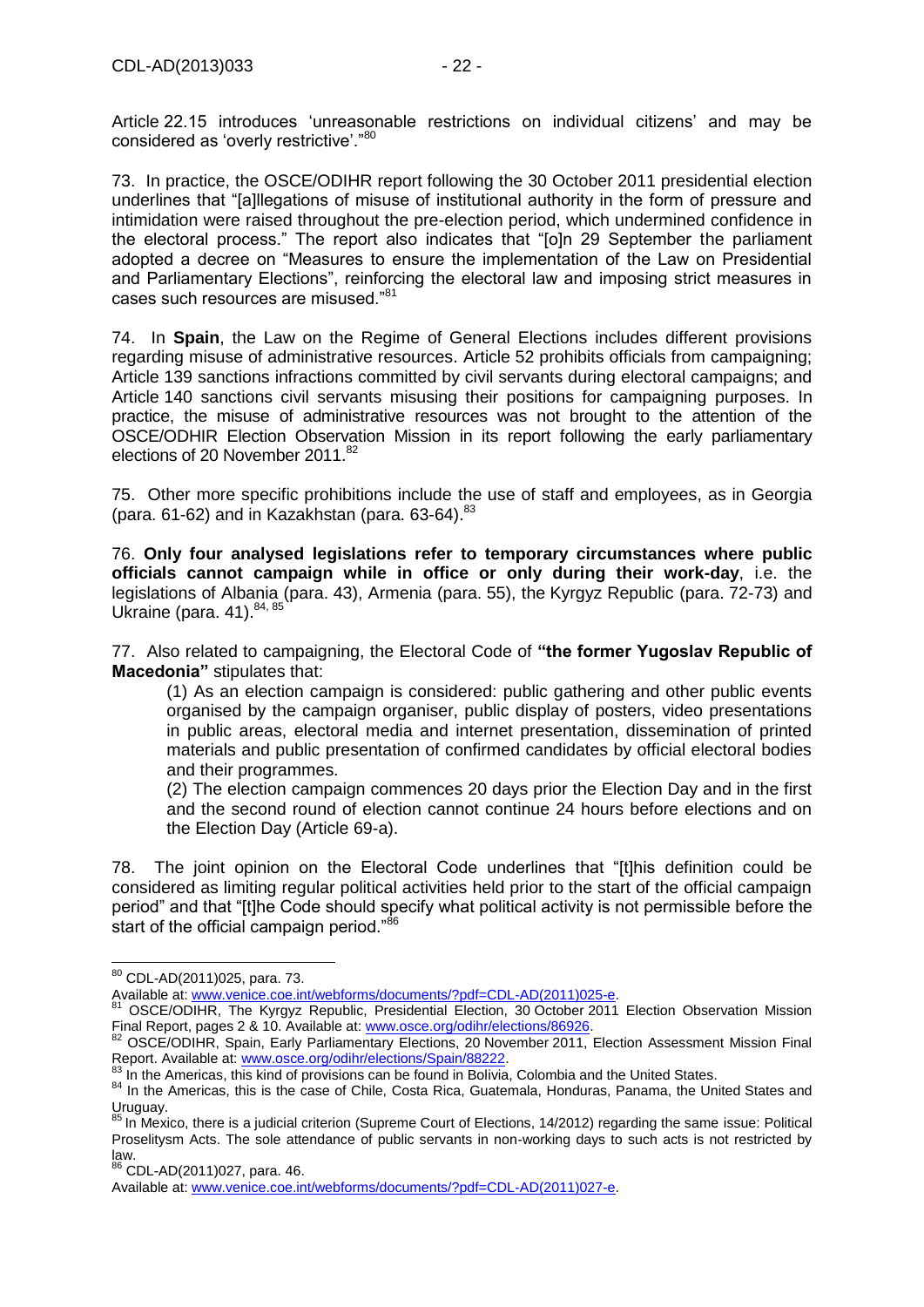Article 22.15 introduces 'unreasonable restrictions on individual citizens' and may be considered as 'overly restrictive'."[80]

73. In practice, the OSCE/ODIHR report following the 30 October 2011 presidential election underlines that "[a]llegations of misuse of institutional authority in the form of pressure and intimidation were raised throughout the pre-election period, which undermined confidence in the electoral process." The report also indicates that "[o]n 29 September the parliament adopted a decree on "Measures to ensure the implementation of the Law on Presidential and Parliamentary Elections", reinforcing the electoral law and imposing strict measures in cases such resources are misused."[81]

74. In **Spain**, the Law on the Regime of General Elections includes different provisions regarding misuse of administrative resources. Article 52 prohibits officials from campaigning; Article 139 sanctions infractions committed by civil servants during electoral campaigns; and Article 140 sanctions civil servants misusing their positions for campaigning purposes. In practice, the misuse of administrative resources was not brought to the attention of the OSCE/ODIHR Election Observation Mission in its report following the early parliamentary elections of 20 November 2011.[82]

75. Other more specific prohibitions include the use of staff and employees, as in Georgia (para. 61-62) and in Kazakhstan (para. 63-64).[83]

76. **Only four analysed legislations refer to temporary circumstances where public officials cannot campaign while in office or only during their work-day**, i.e. the legislations of Albania (para. 43), Armenia (para. 55), the Kyrgyz Republic (para. 72-73) and Ukraine (para. 41).[84, 85]

77. Also related to campaigning, the Electoral Code of **"the former Yugoslav Republic of Macedonia"** stipulates that:

> (1) As an election campaign is considered: public gathering and other public events organised by the campaign organiser, public display of posters, video presentations in public areas, electoral media and internet presentation, dissemination of printed materials and public presentation of confirmed candidates by official electoral bodies and their programmes.
>
> (2) The election campaign commences 20 days prior the Election Day and in the first and the second round of election cannot continue 24 hours before elections and on the Election Day (Article 69-a).

78. The joint opinion on the Electoral Code underlines that "[t]his definition could be considered as limiting regular political activities held prior to the start of the official campaign period" and that "[t]he Code should specify what political activity is not permissible before the start of the official campaign period."[86]

---

[80] CDL-AD(2011)025, para. 73.
Available at: www.venice.coe.int/webforms/documents/?pdf=CDL-AD(2011)025-e.

[81] OSCE/ODIHR, The Kyrgyz Republic, Presidential Election, 30 October 2011 Election Observation Mission Final Report, pages 2 & 10. Available at: www.osce.org/odihr/elections/86926.

[82] OSCE/ODIHR, Spain, Early Parliamentary Elections, 20 November 2011, Election Assessment Mission Final Report. Available at: www.osce.org/odihr/elections/Spain/88222.

[83] In the Americas, this kind of provisions can be found in Bolivia, Colombia and the United States.

[84] In the Americas, this is the case of Chile, Costa Rica, Guatemala, Honduras, Panama, the United States and Uruguay.

[85] In Mexico, there is a judicial criterion (Supreme Court of Elections, 14/2012) regarding the same issue: Political Proselitysm Acts. The sole attendance of public servants in non-working days to such acts is not restricted by law.

[86] CDL-AD(2011)027, para. 46.
Available at: www.venice.coe.int/webforms/documents/?pdf=CDL-AD(2011)027-e.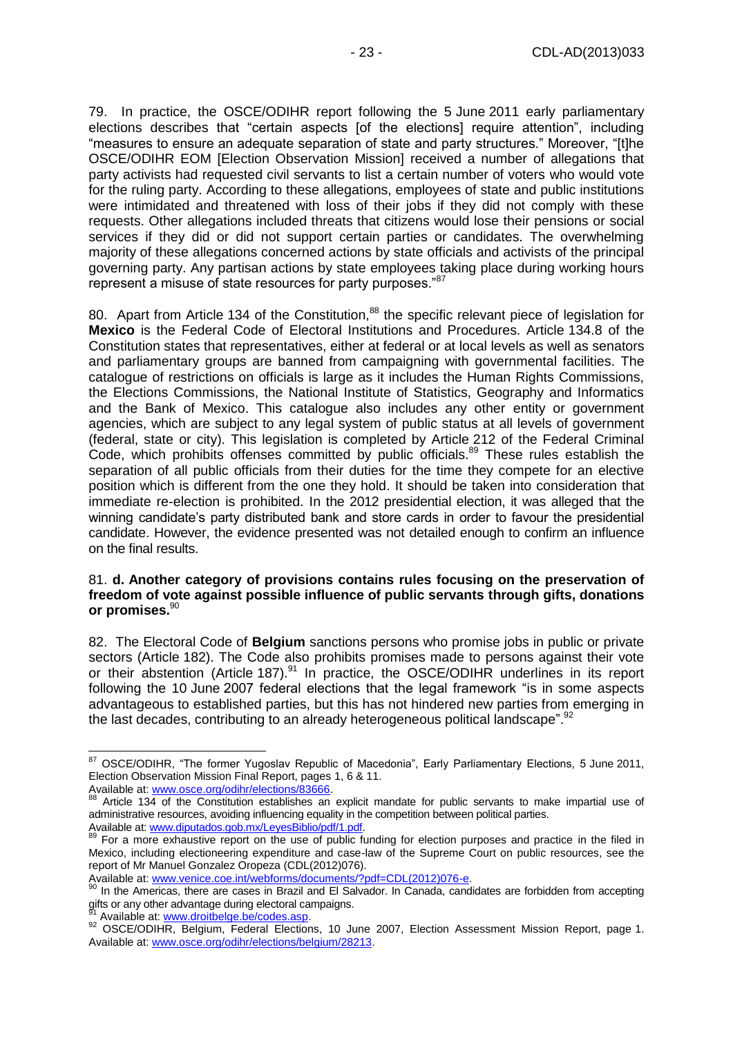79. In practice, the OSCE/ODIHR report following the 5 June 2011 early parliamentary elections describes that "certain aspects [of the elections] require attention", including "measures to ensure an adequate separation of state and party structures." Moreover, "[t]he OSCE/ODIHR EOM [Election Observation Mission] received a number of allegations that party activists had requested civil servants to list a certain number of voters who would vote for the ruling party. According to these allegations, employees of state and public institutions were intimidated and threatened with loss of their jobs if they did not comply with these requests. Other allegations included threats that citizens would lose their pensions or social services if they did or did not support certain parties or candidates. The overwhelming majority of these allegations concerned actions by state officials and activists of the principal governing party. Any partisan actions by state employees taking place during working hours represent a misuse of state resources for party purposes."[87]

80. Apart from Article 134 of the Constitution,[88] the specific relevant piece of legislation for **Mexico** is the Federal Code of Electoral Institutions and Procedures. Article 134.8 of the Constitution states that representatives, either at federal or at local levels as well as senators and parliamentary groups are banned from campaigning with governmental facilities. The catalogue of restrictions on officials is large as it includes the Human Rights Commissions, the Elections Commissions, the National Institute of Statistics, Geography and Informatics and the Bank of Mexico. This catalogue also includes any other entity or government agencies, which are subject to any legal system of public status at all levels of government (federal, state or city). This legislation is completed by Article 212 of the Federal Criminal Code, which prohibits offenses committed by public officials.[89] These rules establish the separation of all public officials from their duties for the time they compete for an elective position which is different from the one they hold. It should be taken into consideration that immediate re-election is prohibited. In the 2012 presidential election, it was alleged that the winning candidate's party distributed bank and store cards in order to favour the presidential candidate. However, the evidence presented was not detailed enough to confirm an influence on the final results.

81. **d. Another category of provisions contains rules focusing on the preservation of freedom of vote against possible influence of public servants through gifts, donations or promises.**[90]

82. The Electoral Code of **Belgium** sanctions persons who promise jobs in public or private sectors (Article 182). The Code also prohibits promises made to persons against their vote or their abstention (Article 187).[91] In practice, the OSCE/ODIHR underlines in its report following the 10 June 2007 federal elections that the legal framework "is in some aspects advantageous to established parties, but this has not hindered new parties from emerging in the last decades, contributing to an already heterogeneous political landscape".[92]

---

[87] OSCE/ODIHR, "The former Yugoslav Republic of Macedonia", Early Parliamentary Elections, 5 June 2011, Election Observation Mission Final Report, pages 1, 6 & 11.
Available at: www.osce.org/odihr/elections/83666.

[88] Article 134 of the Constitution establishes an explicit mandate for public servants to make impartial use of administrative resources, avoiding influencing equality in the competition between political parties.
Available at: www.diputados.gob.mx/LeyesBiblio/pdf/1.pdf.

[89] For a more exhaustive report on the use of public funding for election purposes and practice in the filed in Mexico, including electioneering expenditure and case-law of the Supreme Court on public resources, see the report of Mr Manuel Gonzalez Oropeza (CDL(2012)076).
Available at: www.venice.coe.int/webforms/documents/?pdf=CDL(2012)076-e.

[90] In the Americas, there are cases in Brazil and El Salvador. In Canada, candidates are forbidden from accepting gifts or any other advantage during electoral campaigns.

[91] Available at: www.droitbelge.be/codes.asp.

[92] OSCE/ODIHR, Belgium, Federal Elections, 10 June 2007, Election Assessment Mission Report, page 1. Available at: www.osce.org/odihr/elections/belgium/28213.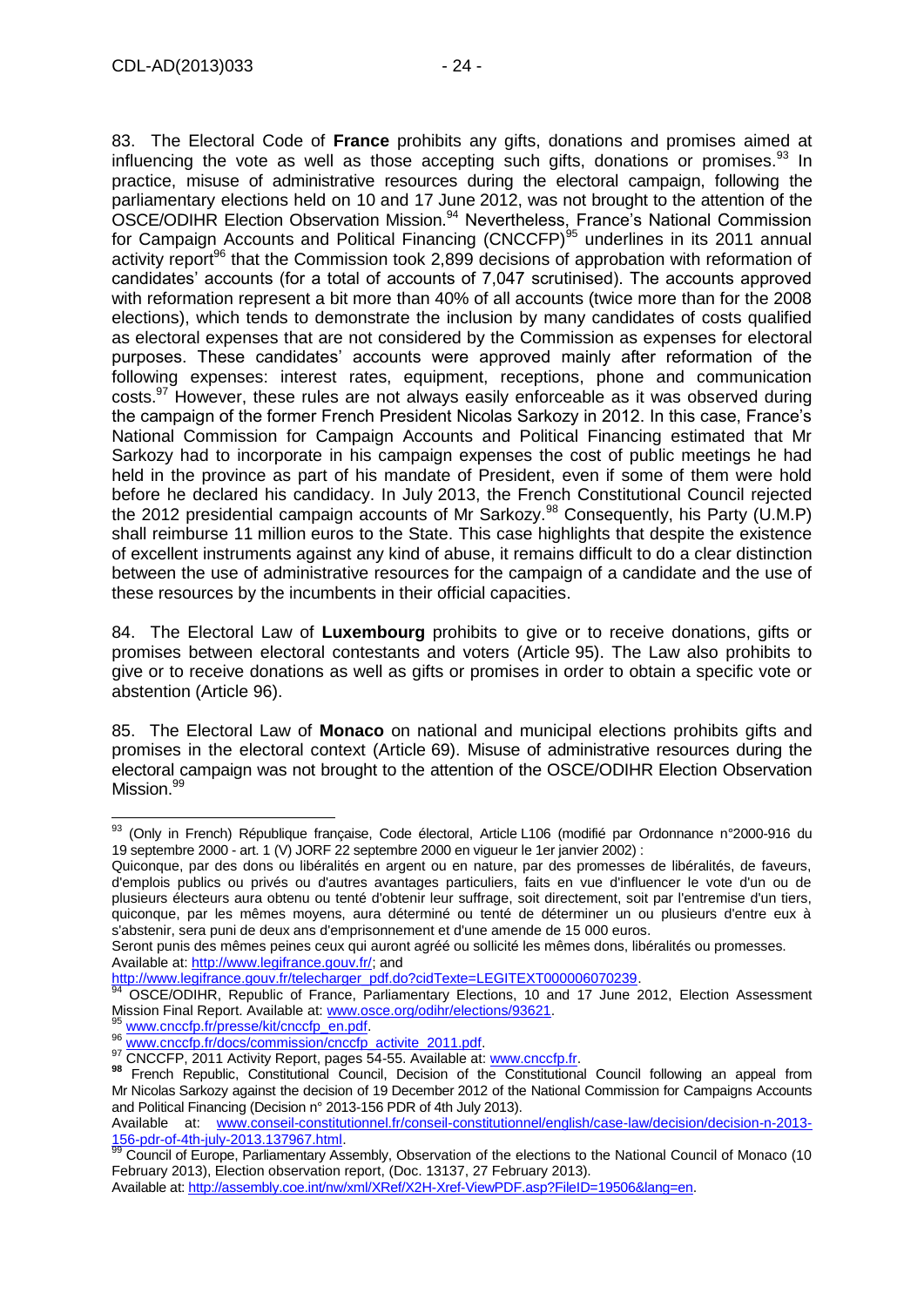83. The Electoral Code of **France** prohibits any gifts, donations and promises aimed at influencing the vote as well as those accepting such gifts, donations or promises.[93] In practice, misuse of administrative resources during the electoral campaign, following the parliamentary elections held on 10 and 17 June 2012, was not brought to the attention of the OSCE/ODIHR Election Observation Mission.[94] Nevertheless, France's National Commission for Campaign Accounts and Political Financing (CNCCFP)[95] underlines in its 2011 annual activity report[96] that the Commission took 2,899 decisions of approbation with reformation of candidates' accounts (for a total of accounts of 7,047 scrutinised). The accounts approved with reformation represent a bit more than 40% of all accounts (twice more than for the 2008 elections), which tends to demonstrate the inclusion by many candidates of costs qualified as electoral expenses that are not considered by the Commission as expenses for electoral purposes. These candidates' accounts were approved mainly after reformation of the following expenses: interest rates, equipment, receptions, phone and communication costs.[97] However, these rules are not always easily enforceable as it was observed during the campaign of the former French President Nicolas Sarkozy in 2012. In this case, France's National Commission for Campaign Accounts and Political Financing estimated that Mr Sarkozy had to incorporate in his campaign expenses the cost of public meetings he had held in the province as part of his mandate of President, even if some of them were hold before he declared his candidacy. In July 2013, the French Constitutional Council rejected the 2012 presidential campaign accounts of Mr Sarkozy.[98] Consequently, his Party (U.M.P) shall reimburse 11 million euros to the State. This case highlights that despite the existence of excellent instruments against any kind of abuse, it remains difficult to do a clear distinction between the use of administrative resources for the campaign of a candidate and the use of these resources by the incumbents in their official capacities.

84. The Electoral Law of **Luxembourg** prohibits to give or to receive donations, gifts or promises between electoral contestants and voters (Article 95). The Law also prohibits to give or to receive donations as well as gifts or promises in order to obtain a specific vote or abstention (Article 96).

85. The Electoral Law of **Monaco** on national and municipal elections prohibits gifts and promises in the electoral context (Article 69). Misuse of administrative resources during the electoral campaign was not brought to the attention of the OSCE/ODIHR Election Observation Mission.[99]

---

[93] (Only in French) République française, Code électoral, Article L106 (modifié par Ordonnance n°2000-916 du 19 septembre 2000 - art. 1 (V) JORF 22 septembre 2000 en vigueur le 1er janvier 2002) :

Quiconque, par des dons ou libéralités en argent ou en nature, par des promesses de libéralités, de faveurs, d'emplois publics ou privés ou d'autres avantages particuliers, faits en vue d'influencer le vote d'un ou de plusieurs électeurs aura obtenu ou tenté d'obtenir leur suffrage, soit directement, soit par l'entremise d'un tiers, quiconque, par les mêmes moyens, aura déterminé ou tenté de déterminer un ou plusieurs d'entre eux à s'abstenir, sera puni de deux ans d'emprisonnement et d'une amende de 15 000 euros.

Seront punis des mêmes peines ceux qui auront agréé ou sollicité les mêmes dons, libéralités ou promesses. Available at: http://www.legifrance.gouv.fr/; and http://www.legifrance.gouv.fr/telecharger_pdf.do?cidTexte=LEGITEXT000006070239.

[94] OSCE/ODIHR, Republic of France, Parliamentary Elections, 10 and 17 June 2012, Election Assessment Mission Final Report. Available at: www.osce.org/odihr/elections/93621.

[95] www.cnccfp.fr/presse/kit/cnccfp_en.pdf.

[96] www.cnccfp.fr/docs/commission/cnccfp_activite_2011.pdf.

[97] CNCCFP, 2011 Activity Report, pages 54-55. Available at: www.cnccfp.fr.

[98] French Republic, Constitutional Council, Decision of the Constitutional Council following an appeal from Mr Nicolas Sarkozy against the decision of 19 December 2012 of the National Commission for Campaigns Accounts and Political Financing (Decision n° 2013-156 PDR of 4th July 2013).

Available at: www.conseil-constitutionnel.fr/conseil-constitutionnel/english/case-law/decision/decision-n-2013-156-pdr-of-4th-july-2013.137967.html.

[99] Council of Europe, Parliamentary Assembly, Observation of the elections to the National Council of Monaco (10 February 2013), Election observation report, (Doc. 13137, 27 February 2013).

Available at: http://assembly.coe.int/nw/xml/XRef/X2H-Xref-ViewPDF.asp?FileID=19506&lang=en.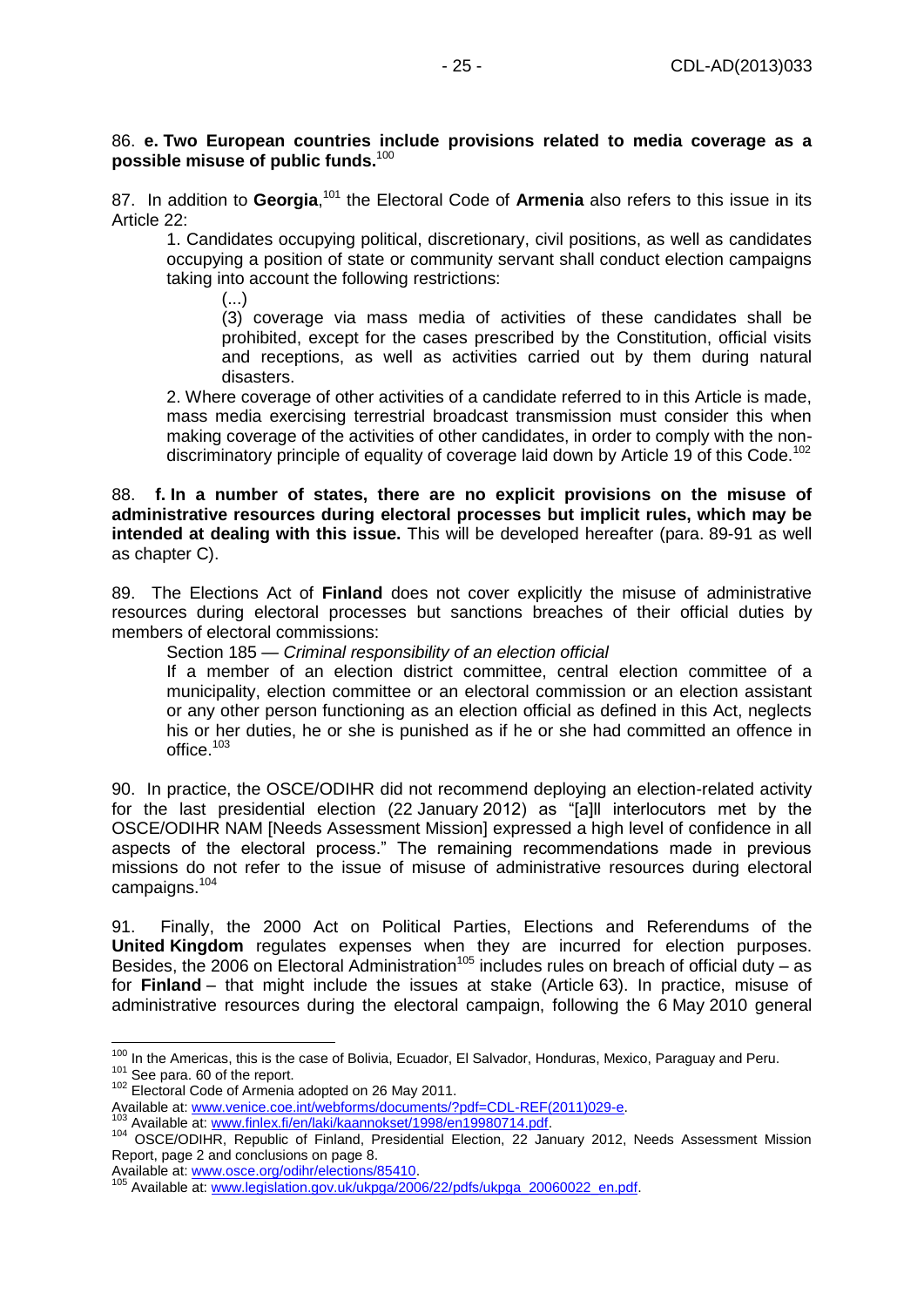86. **e. Two European countries include provisions related to media coverage as a possible misuse of public funds.**[100]

87. In addition to **Georgia**,[101] the Electoral Code of **Armenia** also refers to this issue in its Article 22:

> 1. Candidates occupying political, discretionary, civil positions, as well as candidates occupying a position of state or community servant shall conduct election campaigns taking into account the following restrictions:
>
> > (...)
> >
> > (3) coverage via mass media of activities of these candidates shall be prohibited, except for the cases prescribed by the Constitution, official visits and receptions, as well as activities carried out by them during natural disasters.
>
> 2. Where coverage of other activities of a candidate referred to in this Article is made, mass media exercising terrestrial broadcast transmission must consider this when making coverage of the activities of other candidates, in order to comply with the non-discriminatory principle of equality of coverage laid down by Article 19 of this Code.[102]

88. **f. In a number of states, there are no explicit provisions on the misuse of administrative resources during electoral processes but implicit rules, which may be intended at dealing with this issue.** This will be developed hereafter (para. 89-91 as well as chapter C).

89. The Elections Act of **Finland** does not cover explicitly the misuse of administrative resources during electoral processes but sanctions breaches of their official duties by members of electoral commissions:

> Section 185 — *Criminal responsibility of an election official*
>
> If a member of an election district committee, central election committee of a municipality, election committee or an electoral commission or an election assistant or any other person functioning as an election official as defined in this Act, neglects his or her duties, he or she is punished as if he or she had committed an offence in office.[103]

90. In practice, the OSCE/ODIHR did not recommend deploying an election-related activity for the last presidential election (22 January 2012) as "[a]ll interlocutors met by the OSCE/ODIHR NAM [Needs Assessment Mission] expressed a high level of confidence in all aspects of the electoral process." The remaining recommendations made in previous missions do not refer to the issue of misuse of administrative resources during electoral campaigns.[104]

91. Finally, the 2000 Act on Political Parties, Elections and Referendums of the **United Kingdom** regulates expenses when they are incurred for election purposes. Besides, the 2006 on Electoral Administration[105] includes rules on breach of official duty – as for **Finland** – that might include the issues at stake (Article 63). In practice, misuse of administrative resources during the electoral campaign, following the 6 May 2010 general

---

[100] In the Americas, this is the case of Bolivia, Ecuador, El Salvador, Honduras, Mexico, Paraguay and Peru.

[101] See para. 60 of the report.

[102] Electoral Code of Armenia adopted on 26 May 2011.
Available at: www.venice.coe.int/webforms/documents/?pdf=CDL-REF(2011)029-e.

[103] Available at: www.finlex.fi/en/laki/kaannokset/1998/en19980714.pdf.

[104] OSCE/ODIHR, Republic of Finland, Presidential Election, 22 January 2012, Needs Assessment Mission Report, page 2 and conclusions on page 8.
Available at: www.osce.org/odihr/elections/85410.

[105] Available at: www.legislation.gov.uk/ukpga/2006/22/pdfs/ukpga_20060022_en.pdf.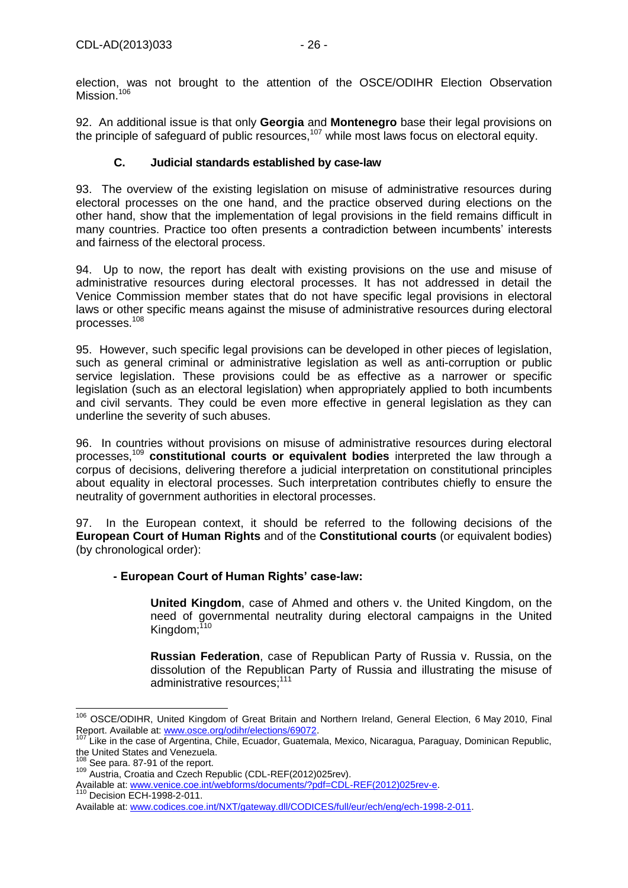election, was not brought to the attention of the OSCE/ODIHR Election Observation Mission.[106]

92. An additional issue is that only **Georgia** and **Montenegro** base their legal provisions on the principle of safeguard of public resources,[107] while most laws focus on electoral equity.

### C. Judicial standards established by case-law

93. The overview of the existing legislation on misuse of administrative resources during electoral processes on the one hand, and the practice observed during elections on the other hand, show that the implementation of legal provisions in the field remains difficult in many countries. Practice too often presents a contradiction between incumbents' interests and fairness of the electoral process.

94. Up to now, the report has dealt with existing provisions on the use and misuse of administrative resources during electoral processes. It has not addressed in detail the Venice Commission member states that do not have specific legal provisions in electoral laws or other specific means against the misuse of administrative resources during electoral processes.[108]

95. However, such specific legal provisions can be developed in other pieces of legislation, such as general criminal or administrative legislation as well as anti-corruption or public service legislation. These provisions could be as effective as a narrower or specific legislation (such as an electoral legislation) when appropriately applied to both incumbents and civil servants. They could be even more effective in general legislation as they can underline the severity of such abuses.

96. In countries without provisions on misuse of administrative resources during electoral processes,[109] **constitutional courts or equivalent bodies** interpreted the law through a corpus of decisions, delivering therefore a judicial interpretation on constitutional principles about equality in electoral processes. Such interpretation contributes chiefly to ensure the neutrality of government authorities in electoral processes.

97. In the European context, it should be referred to the following decisions of the **European Court of Human Rights** and of the **Constitutional courts** (or equivalent bodies) (by chronological order):

**- European Court of Human Rights' case-law:**

**United Kingdom**, case of Ahmed and others v. the United Kingdom, on the need of governmental neutrality during electoral campaigns in the United Kingdom;[110]

**Russian Federation**, case of Republican Party of Russia v. Russia, on the dissolution of the Republican Party of Russia and illustrating the misuse of administrative resources;[111]

---

[106] OSCE/ODIHR, United Kingdom of Great Britain and Northern Ireland, General Election, 6 May 2010, Final Report. Available at: www.osce.org/odihr/elections/69072.

[107] Like in the case of Argentina, Chile, Ecuador, Guatemala, Mexico, Nicaragua, Paraguay, Dominican Republic, the United States and Venezuela.

[108] See para. 87-91 of the report.

[109] Austria, Croatia and Czech Republic (CDL-REF(2012)025rev). Available at: www.venice.coe.int/webforms/documents/?pdf=CDL-REF(2012)025rev-e.

[110] Decision ECH-1998-2-011. Available at: www.codices.coe.int/NXT/gateway.dll/CODICES/full/eur/ech/eng/ech-1998-2-011.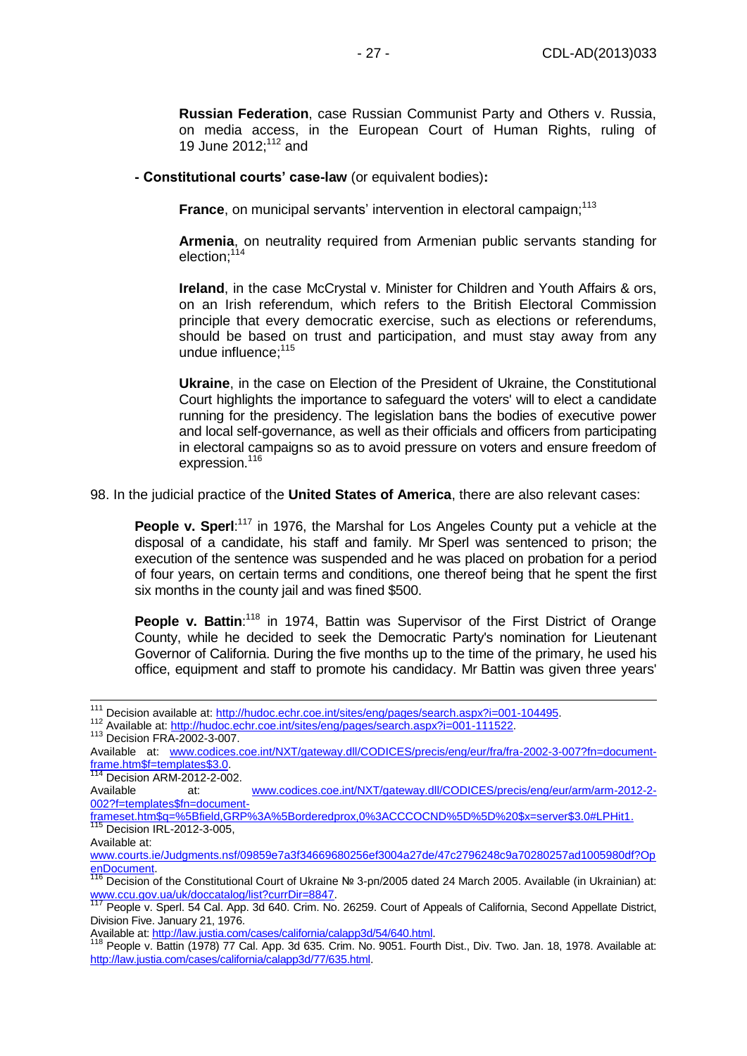**Russian Federation**, case Russian Communist Party and Others v. Russia, on media access, in the European Court of Human Rights, ruling of 19 June 2012;[112] and

**- Constitutional courts' case-law** (or equivalent bodies)**:**

**France**, on municipal servants' intervention in electoral campaign;[113]

**Armenia**, on neutrality required from Armenian public servants standing for election;[114]

**Ireland**, in the case McCrystal v. Minister for Children and Youth Affairs & ors, on an Irish referendum, which refers to the British Electoral Commission principle that every democratic exercise, such as elections or referendums, should be based on trust and participation, and must stay away from any undue influence;[115]

**Ukraine**, in the case on Election of the President of Ukraine, the Constitutional Court highlights the importance to safeguard the voters' will to elect a candidate running for the presidency. The legislation bans the bodies of executive power and local self-governance, as well as their officials and officers from participating in electoral campaigns so as to avoid pressure on voters and ensure freedom of expression.[116]

98. In the judicial practice of the **United States of America**, there are also relevant cases:

**People v. Sperl**:[117] in 1976, the Marshal for Los Angeles County put a vehicle at the disposal of a candidate, his staff and family. Mr Sperl was sentenced to prison; the execution of the sentence was suspended and he was placed on probation for a period of four years, on certain terms and conditions, one thereof being that he spent the first six months in the county jail and was fined $500.

**People v. Battin**:[118] in 1974, Battin was Supervisor of the First District of Orange County, while he decided to seek the Democratic Party's nomination for Lieutenant Governor of California. During the five months up to the time of the primary, he used his office, equipment and staff to promote his candidacy. Mr Battin was given three years'

---

[111] Decision available at: http://hudoc.echr.coe.int/sites/eng/pages/search.aspx?i=001-104495.

[112] Available at: http://hudoc.echr.coe.int/sites/eng/pages/search.aspx?i=001-111522.

[113] Decision FRA-2002-3-007.
Available at: www.codices.coe.int/NXT/gateway.dll/CODICES/precis/eng/eur/fra/fra-2002-3-007?fn=document-frame.htm$f=templates$3.0.

[114] Decision ARM-2012-2-002.
Available at: www.codices.coe.int/NXT/gateway.dll/CODICES/precis/eng/eur/arm/arm-2012-2-002?f=templates$fn=document-frameset.htm$q=%5Bfield,GRP%3A%5Borderedprox,0%3ACCCOCND%5D%5D%20$x=server$3.0#LPHit1.

[115] Decision IRL-2012-3-005,
Available at:
www.courts.ie/Judgments.nsf/09859e7a3f34669680256ef3004a27de/47c2796248c9a70280257ad1005980df?OpenDocument.

[116] Decision of the Constitutional Court of Ukraine № 3-рп/2005 dated 24 March 2005. Available (in Ukrainian) at: www.ccu.gov.ua/uk/doccatalog/list?currDir=8847.

[117] People v. Sperl. 54 Cal. App. 3d 640. Crim. No. 26259. Court of Appeals of California, Second Appellate District, Division Five. January 21, 1976.
Available at: http://law.justia.com/cases/california/calapp3d/54/640.html.

[118] People v. Battin (1978) 77 Cal. App. 3d 635. Crim. No. 9051. Fourth Dist., Div. Two. Jan. 18, 1978. Available at: http://law.justia.com/cases/california/calapp3d/77/635.html.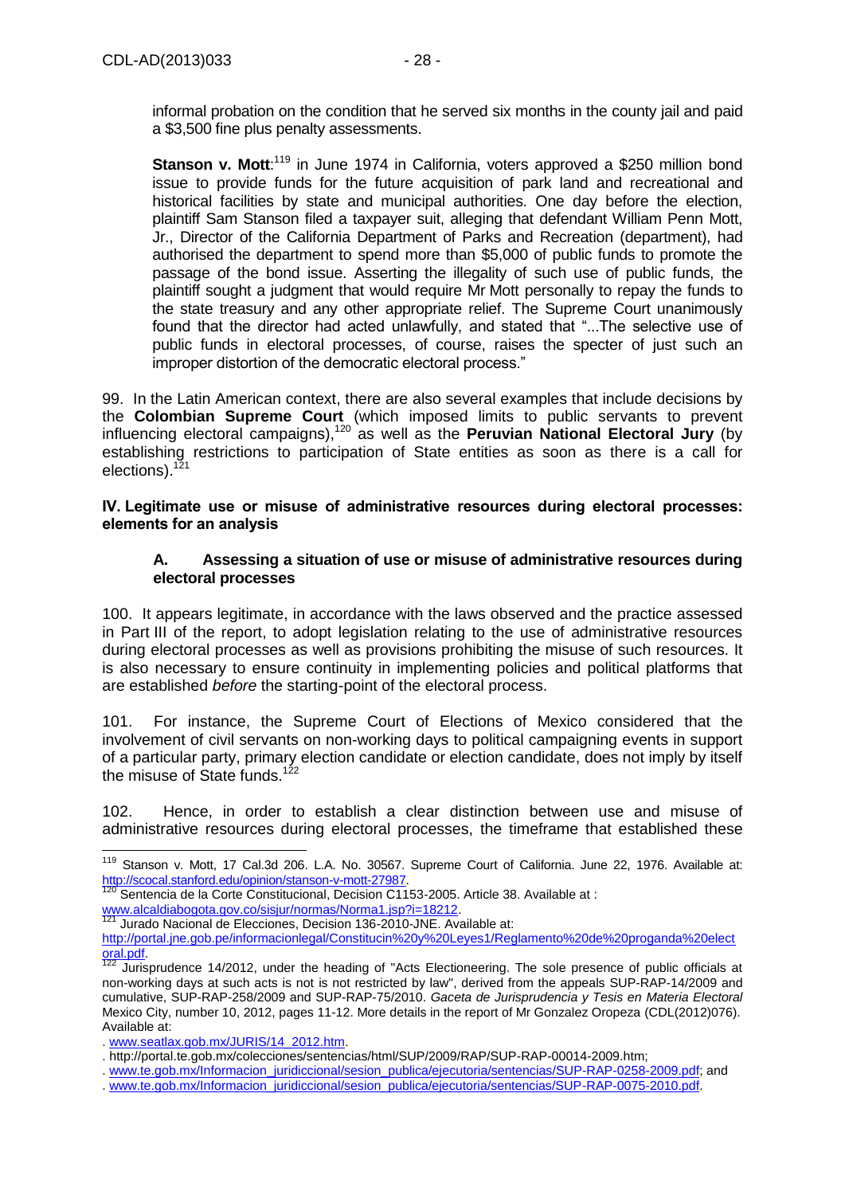informal probation on the condition that he served six months in the county jail and paid a $3,500 fine plus penalty assessments.

**Stanson v. Mott**:[119] in June 1974 in California, voters approved a $250 million bond issue to provide funds for the future acquisition of park land and recreational and historical facilities by state and municipal authorities. One day before the election, plaintiff Sam Stanson filed a taxpayer suit, alleging that defendant William Penn Mott, Jr., Director of the California Department of Parks and Recreation (department), had authorised the department to spend more than $5,000 of public funds to promote the passage of the bond issue. Asserting the illegality of such use of public funds, the plaintiff sought a judgment that would require Mr Mott personally to repay the funds to the state treasury and any other appropriate relief. The Supreme Court unanimously found that the director had acted unlawfully, and stated that "...The selective use of public funds in electoral processes, of course, raises the specter of just such an improper distortion of the democratic electoral process."

99. In the Latin American context, there are also several examples that include decisions by the **Colombian Supreme Court** (which imposed limits to public servants to prevent influencing electoral campaigns),[120] as well as the **Peruvian National Electoral Jury** (by establishing restrictions to participation of State entities as soon as there is a call for elections).[121]

## IV. Legitimate use or misuse of administrative resources during electoral processes: elements for an analysis

### A. Assessing a situation of use or misuse of administrative resources during electoral processes

100. It appears legitimate, in accordance with the laws observed and the practice assessed in Part III of the report, to adopt legislation relating to the use of administrative resources during electoral processes as well as provisions prohibiting the misuse of such resources. It is also necessary to ensure continuity in implementing policies and political platforms that are established *before* the starting-point of the electoral process.

101. For instance, the Supreme Court of Elections of Mexico considered that the involvement of civil servants on non-working days to political campaigning events in support of a particular party, primary election candidate or election candidate, does not imply by itself the misuse of State funds.[122]

102. Hence, in order to establish a clear distinction between use and misuse of administrative resources during electoral processes, the timeframe that established these

---

[119] Stanson v. Mott, 17 Cal.3d 206. L.A. No. 30567. Supreme Court of California. June 22, 1976. Available at: http://scocal.stanford.edu/opinion/stanson-v-mott-27987.

[120] Sentencia de la Corte Constitucional, Decision C1153-2005. Article 38. Available at : www.alcaldiabogota.gov.co/sisjur/normas/Norma1.jsp?i=18212.

[121] Jurado Nacional de Elecciones, Decision 136-2010-JNE. Available at: http://portal.jne.gob.pe/informacionlegal/Constitucin%20y%20Leyes1/Reglamento%20de%20proganda%20electoral.pdf.

[122] Jurisprudence 14/2012, under the heading of "Acts Electioneering. The sole presence of public officials at non-working days at such acts is not is not restricted by law", derived from the appeals SUP-RAP-14/2009 and cumulative, SUP-RAP-258/2009 and SUP-RAP-75/2010. *Gaceta de Jurisprudencia y Tesis en Materia Electoral* Mexico City, number 10, 2012, pages 11-12. More details in the report of Mr Gonzalez Oropeza (CDL(2012)076). Available at:

. www.seatlax.gob.mx/JURIS/14_2012.htm.

. http://portal.te.gob.mx/colecciones/sentencias/html/SUP/2009/RAP/SUP-RAP-00014-2009.htm;

. www.te.gob.mx/Informacion_juridiccional/sesion_publica/ejecutoria/sentencias/SUP-RAP-0258-2009.pdf; and

. www.te.gob.mx/Informacion_juridiccional/sesion_publica/ejecutoria/sentencias/SUP-RAP-0075-2010.pdf.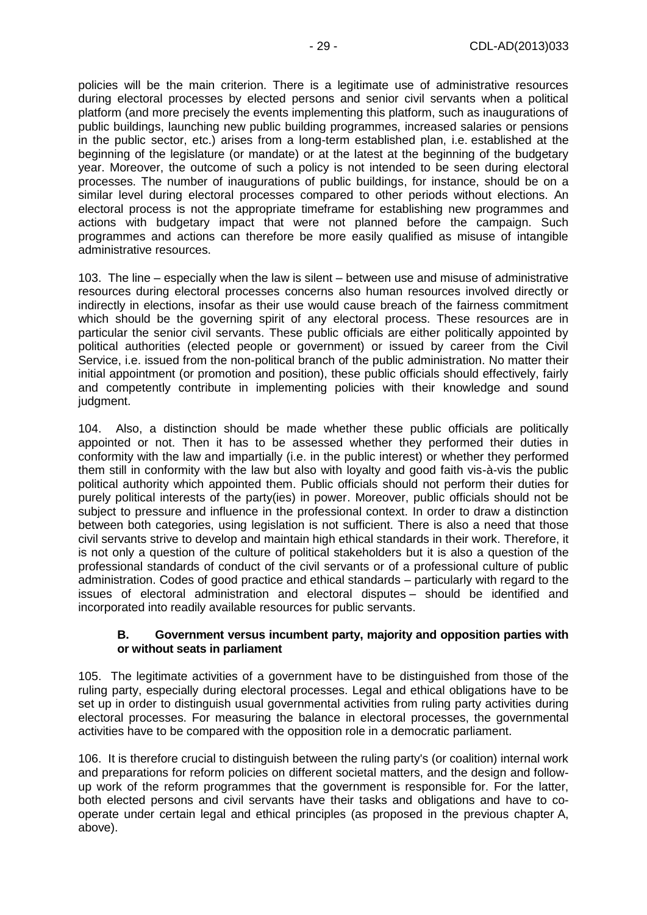policies will be the main criterion. There is a legitimate use of administrative resources during electoral processes by elected persons and senior civil servants when a political platform (and more precisely the events implementing this platform, such as inaugurations of public buildings, launching new public building programmes, increased salaries or pensions in the public sector, etc.) arises from a long-term established plan, i.e. established at the beginning of the legislature (or mandate) or at the latest at the beginning of the budgetary year. Moreover, the outcome of such a policy is not intended to be seen during electoral processes. The number of inaugurations of public buildings, for instance, should be on a similar level during electoral processes compared to other periods without elections. An electoral process is not the appropriate timeframe for establishing new programmes and actions with budgetary impact that were not planned before the campaign. Such programmes and actions can therefore be more easily qualified as misuse of intangible administrative resources.

103. The line – especially when the law is silent – between use and misuse of administrative resources during electoral processes concerns also human resources involved directly or indirectly in elections, insofar as their use would cause breach of the fairness commitment which should be the governing spirit of any electoral process. These resources are in particular the senior civil servants. These public officials are either politically appointed by political authorities (elected people or government) or issued by career from the Civil Service, i.e. issued from the non-political branch of the public administration. No matter their initial appointment (or promotion and position), these public officials should effectively, fairly and competently contribute in implementing policies with their knowledge and sound judgment.

104. Also, a distinction should be made whether these public officials are politically appointed or not. Then it has to be assessed whether they performed their duties in conformity with the law and impartially (i.e. in the public interest) or whether they performed them still in conformity with the law but also with loyalty and good faith vis-à-vis the public political authority which appointed them. Public officials should not perform their duties for purely political interests of the party(ies) in power. Moreover, public officials should not be subject to pressure and influence in the professional context. In order to draw a distinction between both categories, using legislation is not sufficient. There is also a need that those civil servants strive to develop and maintain high ethical standards in their work. Therefore, it is not only a question of the culture of political stakeholders but it is also a question of the professional standards of conduct of the civil servants or of a professional culture of public administration. Codes of good practice and ethical standards – particularly with regard to the issues of electoral administration and electoral disputes – should be identified and incorporated into readily available resources for public servants.

### B. Government versus incumbent party, majority and opposition parties with or without seats in parliament

105. The legitimate activities of a government have to be distinguished from those of the ruling party, especially during electoral processes. Legal and ethical obligations have to be set up in order to distinguish usual governmental activities from ruling party activities during electoral processes. For measuring the balance in electoral processes, the governmental activities have to be compared with the opposition role in a democratic parliament.

106. It is therefore crucial to distinguish between the ruling party's (or coalition) internal work and preparations for reform policies on different societal matters, and the design and follow-up work of the reform programmes that the government is responsible for. For the latter, both elected persons and civil servants have their tasks and obligations and have to co-operate under certain legal and ethical principles (as proposed in the previous chapter A, above).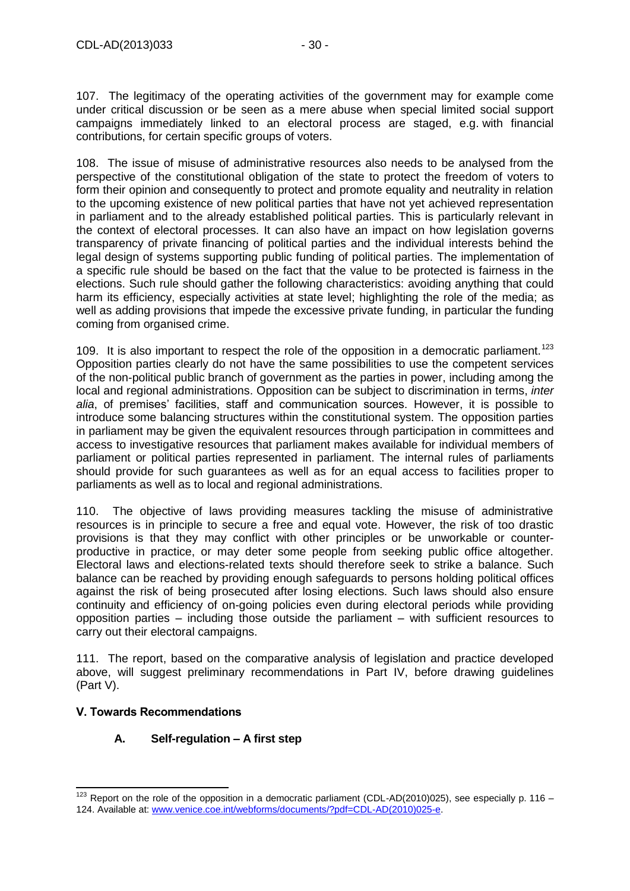107. The legitimacy of the operating activities of the government may for example come under critical discussion or be seen as a mere abuse when special limited social support campaigns immediately linked to an electoral process are staged, e.g. with financial contributions, for certain specific groups of voters.

108. The issue of misuse of administrative resources also needs to be analysed from the perspective of the constitutional obligation of the state to protect the freedom of voters to form their opinion and consequently to protect and promote equality and neutrality in relation to the upcoming existence of new political parties that have not yet achieved representation in parliament and to the already established political parties. This is particularly relevant in the context of electoral processes. It can also have an impact on how legislation governs transparency of private financing of political parties and the individual interests behind the legal design of systems supporting public funding of political parties. The implementation of a specific rule should be based on the fact that the value to be protected is fairness in the elections. Such rule should gather the following characteristics: avoiding anything that could harm its efficiency, especially activities at state level; highlighting the role of the media; as well as adding provisions that impede the excessive private funding, in particular the funding coming from organised crime.

109. It is also important to respect the role of the opposition in a democratic parliament.[123] Opposition parties clearly do not have the same possibilities to use the competent services of the non-political public branch of government as the parties in power, including among the local and regional administrations. Opposition can be subject to discrimination in terms, *inter alia*, of premises' facilities, staff and communication sources. However, it is possible to introduce some balancing structures within the constitutional system. The opposition parties in parliament may be given the equivalent resources through participation in committees and access to investigative resources that parliament makes available for individual members of parliament or political parties represented in parliament. The internal rules of parliaments should provide for such guarantees as well as for an equal access to facilities proper to parliaments as well as to local and regional administrations.

110. The objective of laws providing measures tackling the misuse of administrative resources is in principle to secure a free and equal vote. However, the risk of too drastic provisions is that they may conflict with other principles or be unworkable or counter-productive in practice, or may deter some people from seeking public office altogether. Electoral laws and elections-related texts should therefore seek to strike a balance. Such balance can be reached by providing enough safeguards to persons holding political offices against the risk of being prosecuted after losing elections. Such laws should also ensure continuity and efficiency of on-going policies even during electoral periods while providing opposition parties – including those outside the parliament – with sufficient resources to carry out their electoral campaigns.

111. The report, based on the comparative analysis of legislation and practice developed above, will suggest preliminary recommendations in Part IV, before drawing guidelines (Part V).

## V. Towards Recommendations

### A. Self-regulation – A first step

---

[123] Report on the role of the opposition in a democratic parliament (CDL-AD(2010)025), see especially p. 116 – 124. Available at: www.venice.coe.int/webforms/documents/?pdf=CDL-AD(2010)025-e.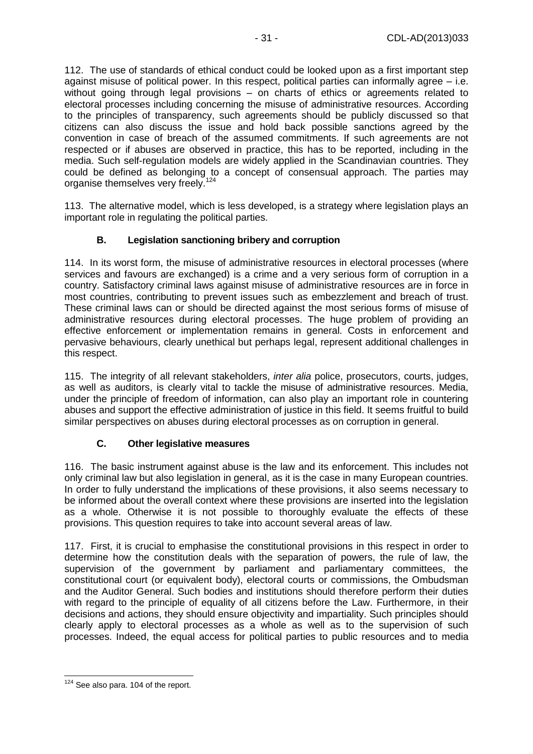112. The use of standards of ethical conduct could be looked upon as a first important step against misuse of political power. In this respect, political parties can informally agree – i.e. without going through legal provisions – on charts of ethics or agreements related to electoral processes including concerning the misuse of administrative resources. According to the principles of transparency, such agreements should be publicly discussed so that citizens can also discuss the issue and hold back possible sanctions agreed by the convention in case of breach of the assumed commitments. If such agreements are not respected or if abuses are observed in practice, this has to be reported, including in the media. Such self-regulation models are widely applied in the Scandinavian countries. They could be defined as belonging to a concept of consensual approach. The parties may organise themselves very freely.[124]

113. The alternative model, which is less developed, is a strategy where legislation plays an important role in regulating the political parties.

### B. Legislation sanctioning bribery and corruption

114. In its worst form, the misuse of administrative resources in electoral processes (where services and favours are exchanged) is a crime and a very serious form of corruption in a country. Satisfactory criminal laws against misuse of administrative resources are in force in most countries, contributing to prevent issues such as embezzlement and breach of trust. These criminal laws can or should be directed against the most serious forms of misuse of administrative resources during electoral processes. The huge problem of providing an effective enforcement or implementation remains in general. Costs in enforcement and pervasive behaviours, clearly unethical but perhaps legal, represent additional challenges in this respect.

115. The integrity of all relevant stakeholders, *inter alia* police, prosecutors, courts, judges, as well as auditors, is clearly vital to tackle the misuse of administrative resources. Media, under the principle of freedom of information, can also play an important role in countering abuses and support the effective administration of justice in this field. It seems fruitful to build similar perspectives on abuses during electoral processes as on corruption in general.

### C. Other legislative measures

116. The basic instrument against abuse is the law and its enforcement. This includes not only criminal law but also legislation in general, as it is the case in many European countries. In order to fully understand the implications of these provisions, it also seems necessary to be informed about the overall context where these provisions are inserted into the legislation as a whole. Otherwise it is not possible to thoroughly evaluate the effects of these provisions. This question requires to take into account several areas of law.

117. First, it is crucial to emphasise the constitutional provisions in this respect in order to determine how the constitution deals with the separation of powers, the rule of law, the supervision of the government by parliament and parliamentary committees, the constitutional court (or equivalent body), electoral courts or commissions, the Ombudsman and the Auditor General. Such bodies and institutions should therefore perform their duties with regard to the principle of equality of all citizens before the Law. Furthermore, in their decisions and actions, they should ensure objectivity and impartiality. Such principles should clearly apply to electoral processes as a whole as well as to the supervision of such processes. Indeed, the equal access for political parties to public resources and to media

---

[124] See also para. 104 of the report.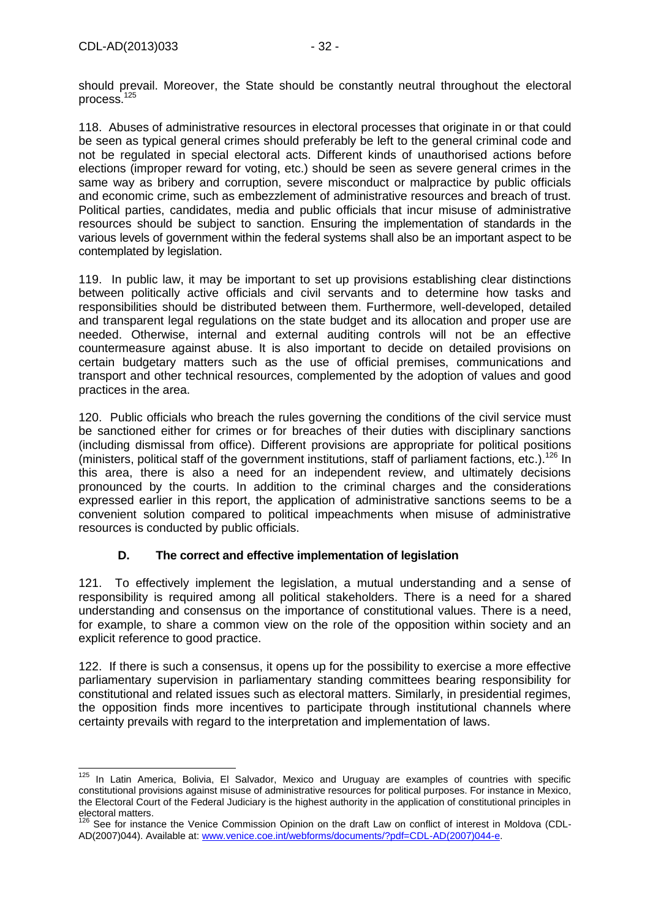should prevail. Moreover, the State should be constantly neutral throughout the electoral process.[125]

118. Abuses of administrative resources in electoral processes that originate in or that could be seen as typical general crimes should preferably be left to the general criminal code and not be regulated in special electoral acts. Different kinds of unauthorised actions before elections (improper reward for voting, etc.) should be seen as severe general crimes in the same way as bribery and corruption, severe misconduct or malpractice by public officials and economic crime, such as embezzlement of administrative resources and breach of trust. Political parties, candidates, media and public officials that incur misuse of administrative resources should be subject to sanction. Ensuring the implementation of standards in the various levels of government within the federal systems shall also be an important aspect to be contemplated by legislation.

119. In public law, it may be important to set up provisions establishing clear distinctions between politically active officials and civil servants and to determine how tasks and responsibilities should be distributed between them. Furthermore, well-developed, detailed and transparent legal regulations on the state budget and its allocation and proper use are needed. Otherwise, internal and external auditing controls will not be an effective countermeasure against abuse. It is also important to decide on detailed provisions on certain budgetary matters such as the use of official premises, communications and transport and other technical resources, complemented by the adoption of values and good practices in the area.

120. Public officials who breach the rules governing the conditions of the civil service must be sanctioned either for crimes or for breaches of their duties with disciplinary sanctions (including dismissal from office). Different provisions are appropriate for political positions (ministers, political staff of the government institutions, staff of parliament factions, etc.).[126] In this area, there is also a need for an independent review, and ultimately decisions pronounced by the courts. In addition to the criminal charges and the considerations expressed earlier in this report, the application of administrative sanctions seems to be a convenient solution compared to political impeachments when misuse of administrative resources is conducted by public officials.

### D. The correct and effective implementation of legislation

121. To effectively implement the legislation, a mutual understanding and a sense of responsibility is required among all political stakeholders. There is a need for a shared understanding and consensus on the importance of constitutional values. There is a need, for example, to share a common view on the role of the opposition within society and an explicit reference to good practice.

122. If there is such a consensus, it opens up for the possibility to exercise a more effective parliamentary supervision in parliamentary standing committees bearing responsibility for constitutional and related issues such as electoral matters. Similarly, in presidential regimes, the opposition finds more incentives to participate through institutional channels where certainty prevails with regard to the interpretation and implementation of laws.

---

[125] In Latin America, Bolivia, El Salvador, Mexico and Uruguay are examples of countries with specific constitutional provisions against misuse of administrative resources for political purposes. For instance in Mexico, the Electoral Court of the Federal Judiciary is the highest authority in the application of constitutional principles in electoral matters.

[126] See for instance the Venice Commission Opinion on the draft Law on conflict of interest in Moldova (CDL-AD(2007)044). Available at: www.venice.coe.int/webforms/documents/?pdf=CDL-AD(2007)044-e.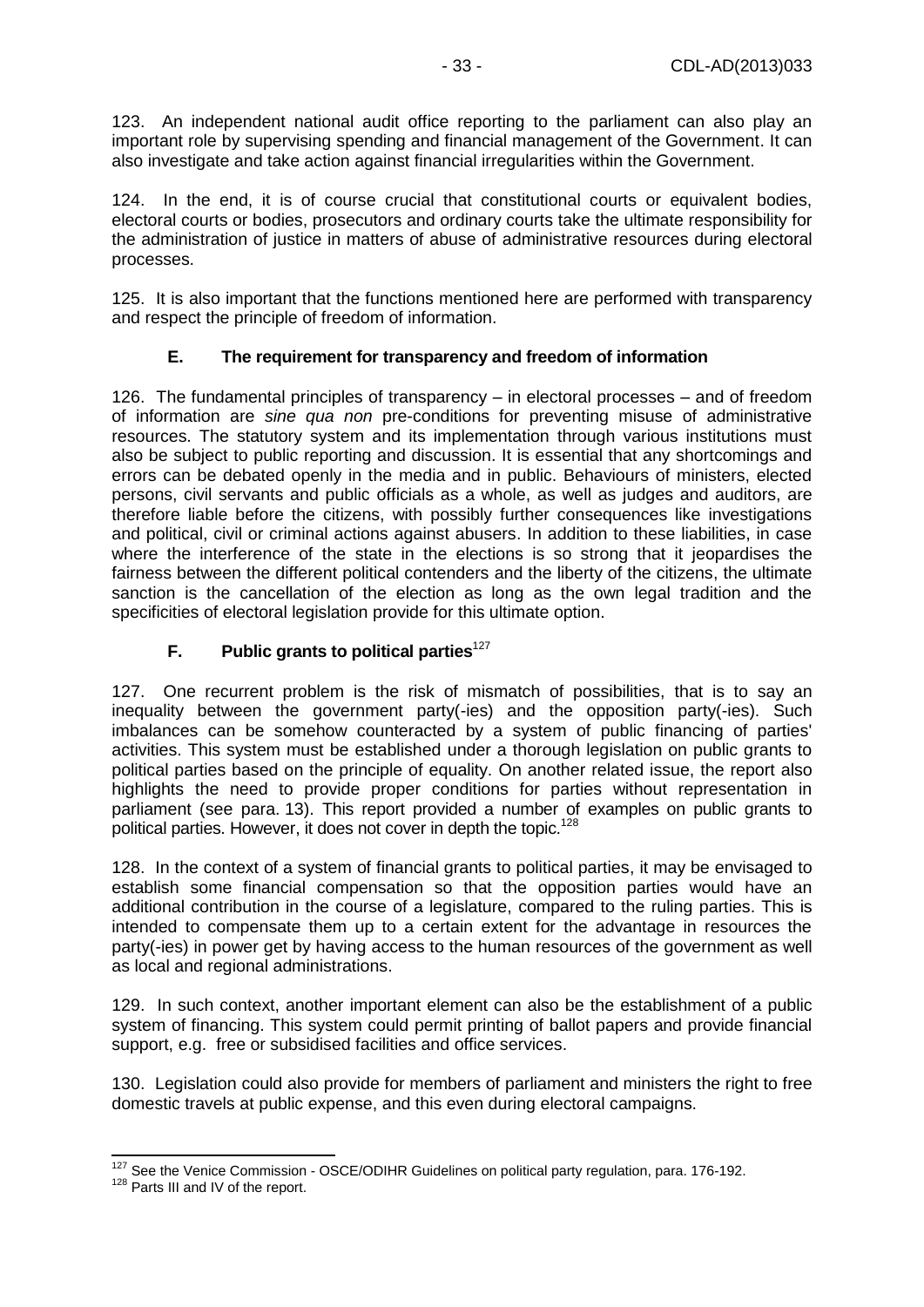123. An independent national audit office reporting to the parliament can also play an important role by supervising spending and financial management of the Government. It can also investigate and take action against financial irregularities within the Government.

124. In the end, it is of course crucial that constitutional courts or equivalent bodies, electoral courts or bodies, prosecutors and ordinary courts take the ultimate responsibility for the administration of justice in matters of abuse of administrative resources during electoral processes.

125. It is also important that the functions mentioned here are performed with transparency and respect the principle of freedom of information.

## E. The requirement for transparency and freedom of information

126. The fundamental principles of transparency – in electoral processes – and of freedom of information are *sine qua non* pre-conditions for preventing misuse of administrative resources. The statutory system and its implementation through various institutions must also be subject to public reporting and discussion. It is essential that any shortcomings and errors can be debated openly in the media and in public. Behaviours of ministers, elected persons, civil servants and public officials as a whole, as well as judges and auditors, are therefore liable before the citizens, with possibly further consequences like investigations and political, civil or criminal actions against abusers. In addition to these liabilities, in case where the interference of the state in the elections is so strong that it jeopardises the fairness between the different political contenders and the liberty of the citizens, the ultimate sanction is the cancellation of the election as long as the own legal tradition and the specificities of electoral legislation provide for this ultimate option.

## F. Public grants to political parties[127]

127. One recurrent problem is the risk of mismatch of possibilities, that is to say an inequality between the government party(-ies) and the opposition party(-ies). Such imbalances can be somehow counteracted by a system of public financing of parties' activities. This system must be established under a thorough legislation on public grants to political parties based on the principle of equality. On another related issue, the report also highlights the need to provide proper conditions for parties without representation in parliament (see para. 13). This report provided a number of examples on public grants to political parties. However, it does not cover in depth the topic.[128]

128. In the context of a system of financial grants to political parties, it may be envisaged to establish some financial compensation so that the opposition parties would have an additional contribution in the course of a legislature, compared to the ruling parties. This is intended to compensate them up to a certain extent for the advantage in resources the party(-ies) in power get by having access to the human resources of the government as well as local and regional administrations.

129. In such context, another important element can also be the establishment of a public system of financing. This system could permit printing of ballot papers and provide financial support, e.g. free or subsidised facilities and office services.

130. Legislation could also provide for members of parliament and ministers the right to free domestic travels at public expense, and this even during electoral campaigns.

---

[127] See the Venice Commission - OSCE/ODIHR Guidelines on political party regulation, para. 176-192.

[128] Parts III and IV of the report.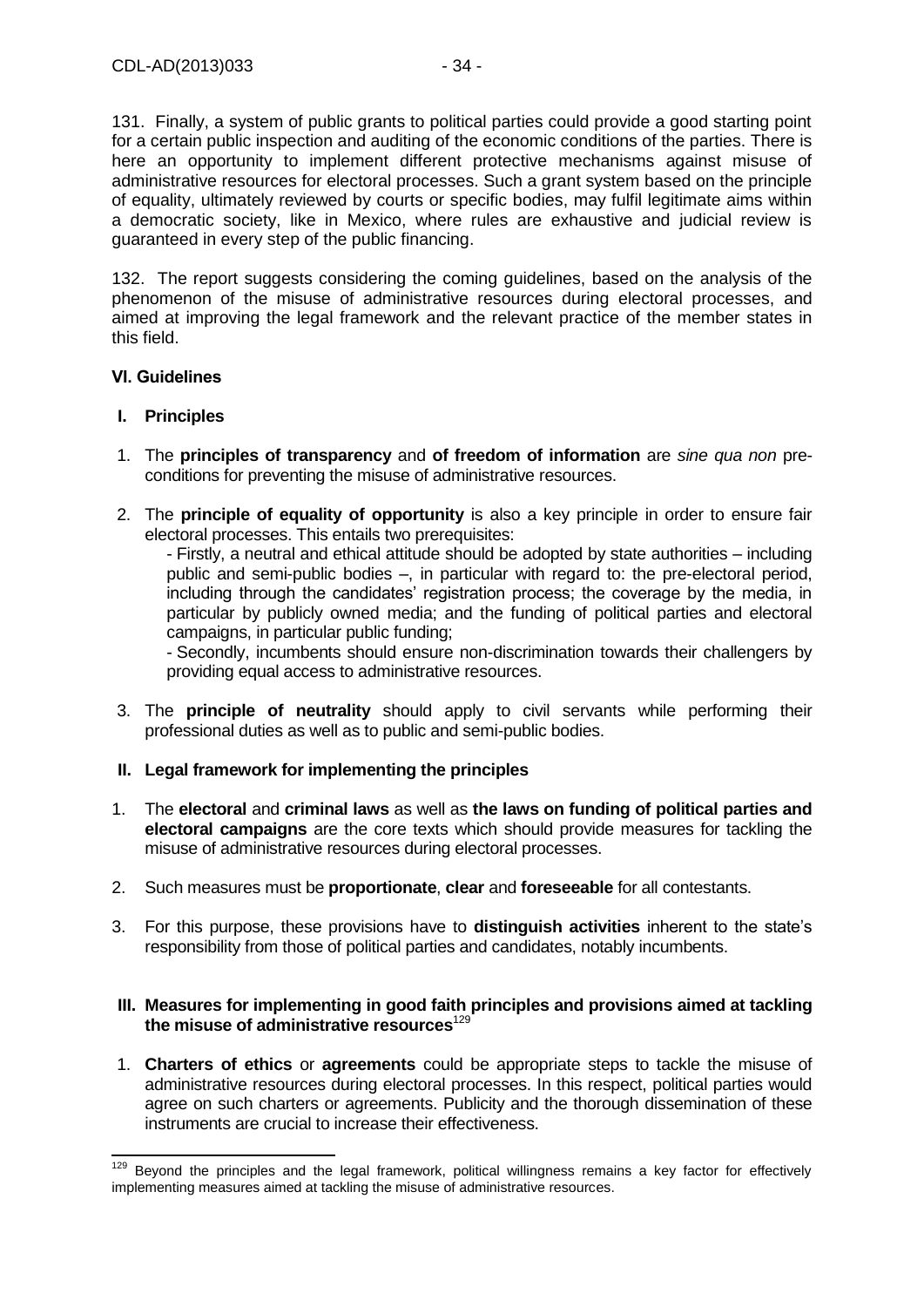131. Finally, a system of public grants to political parties could provide a good starting point for a certain public inspection and auditing of the economic conditions of the parties. There is here an opportunity to implement different protective mechanisms against misuse of administrative resources for electoral processes. Such a grant system based on the principle of equality, ultimately reviewed by courts or specific bodies, may fulfil legitimate aims within a democratic society, like in Mexico, where rules are exhaustive and judicial review is guaranteed in every step of the public financing.

132. The report suggests considering the coming guidelines, based on the analysis of the phenomenon of the misuse of administrative resources during electoral processes, and aimed at improving the legal framework and the relevant practice of the member states in this field.

## VI. Guidelines

### I. Principles

1. The **principles of transparency** and **of freedom of information** are *sine qua non* pre-conditions for preventing the misuse of administrative resources.

2. The **principle of equality of opportunity** is also a key principle in order to ensure fair electoral processes. This entails two prerequisites:

   - Firstly, a neutral and ethical attitude should be adopted by state authorities – including public and semi-public bodies –, in particular with regard to: the pre-electoral period, including through the candidates' registration process; the coverage by the media, in particular by publicly owned media; and the funding of political parties and electoral campaigns, in particular public funding;

   - Secondly, incumbents should ensure non-discrimination towards their challengers by providing equal access to administrative resources.

3. The **principle of neutrality** should apply to civil servants while performing their professional duties as well as to public and semi-public bodies.

### II. Legal framework for implementing the principles

1. The **electoral** and **criminal laws** as well as **the laws on funding of political parties and electoral campaigns** are the core texts which should provide measures for tackling the misuse of administrative resources during electoral processes.

2. Such measures must be **proportionate**, **clear** and **foreseeable** for all contestants.

3. For this purpose, these provisions have to **distinguish activities** inherent to the state's responsibility from those of political parties and candidates, notably incumbents.

### III. Measures for implementing in good faith principles and provisions aimed at tackling the misuse of administrative resources[129]

1. **Charters of ethics** or **agreements** could be appropriate steps to tackle the misuse of administrative resources during electoral processes. In this respect, political parties would agree on such charters or agreements. Publicity and the thorough dissemination of these instruments are crucial to increase their effectiveness.

---

[129] Beyond the principles and the legal framework, political willingness remains a key factor for effectively implementing measures aimed at tackling the misuse of administrative resources.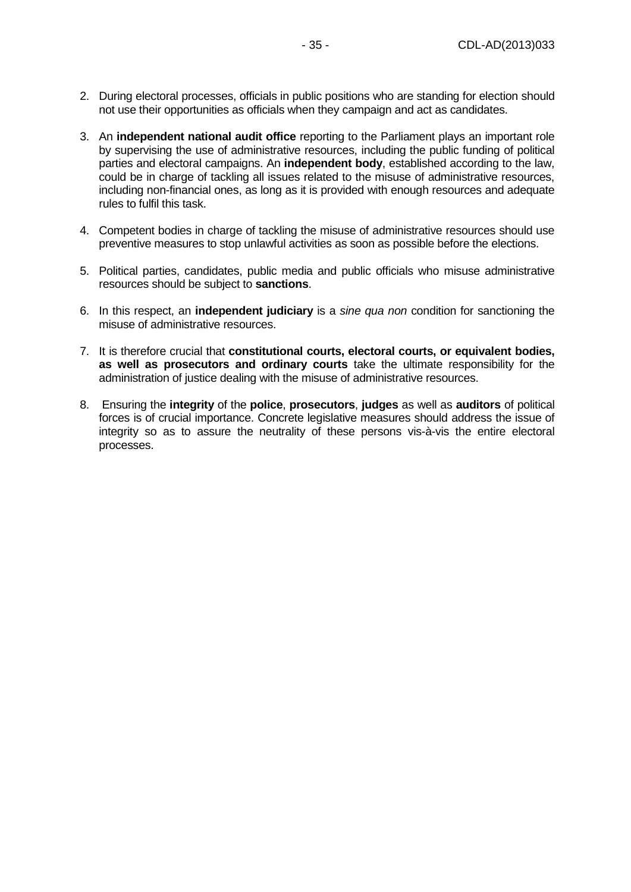2. During electoral processes, officials in public positions who are standing for election should not use their opportunities as officials when they campaign and act as candidates.

3. An **independent national audit office** reporting to the Parliament plays an important role by supervising the use of administrative resources, including the public funding of political parties and electoral campaigns. An **independent body**, established according to the law, could be in charge of tackling all issues related to the misuse of administrative resources, including non-financial ones, as long as it is provided with enough resources and adequate rules to fulfil this task.

4. Competent bodies in charge of tackling the misuse of administrative resources should use preventive measures to stop unlawful activities as soon as possible before the elections.

5. Political parties, candidates, public media and public officials who misuse administrative resources should be subject to **sanctions**.

6. In this respect, an **independent judiciary** is a *sine qua non* condition for sanctioning the misuse of administrative resources.

7. It is therefore crucial that **constitutional courts, electoral courts, or equivalent bodies, as well as prosecutors and ordinary courts** take the ultimate responsibility for the administration of justice dealing with the misuse of administrative resources.

8. Ensuring the **integrity** of the **police**, **prosecutors**, **judges** as well as **auditors** of political forces is of crucial importance. Concrete legislative measures should address the issue of integrity so as to assure the neutrality of these persons vis-à-vis the entire electoral processes.